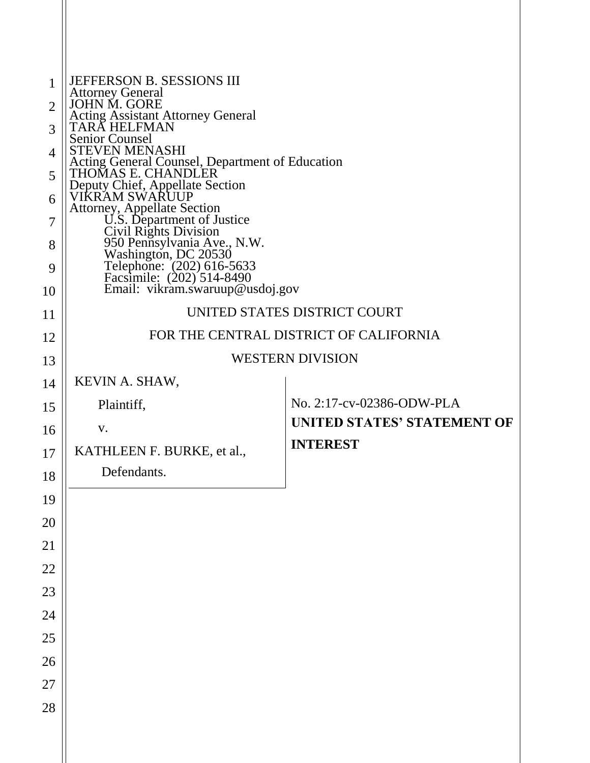JEFFERSON B. SESSIONS III
Attorney General
JOHN M. GORE
Acting Assistant Attorney General
TARA HELFMAN
Senior Counsel
STEVEN MENASHI
Acting General Counsel, Department of Education
THOMAS E. CHANDLER
Deputy Chief, Appellate Section
VIKRAM SWARUUP
Attorney, Appellate Section
U.S. Department of Justice
Civil Rights Division
950 Pennsylvania Ave., N.W.
Washington, DC 20530
Telephone: (202) 616-5633
Facsimile: (202) 514-8490
Email: vikram.swaruup@usdoj.gov

UNITED STATES DISTRICT COURT

FOR THE CENTRAL DISTRICT OF CALIFORNIA

WESTERN DIVISION

KEVIN A. SHAW,

Plaintiff,

v.

KATHLEEN F. BURKE, et al.,

Defendants.

No. 2:17-cv-02386-ODW-PLA

**UNITED STATES' STATEMENT OF INTEREST**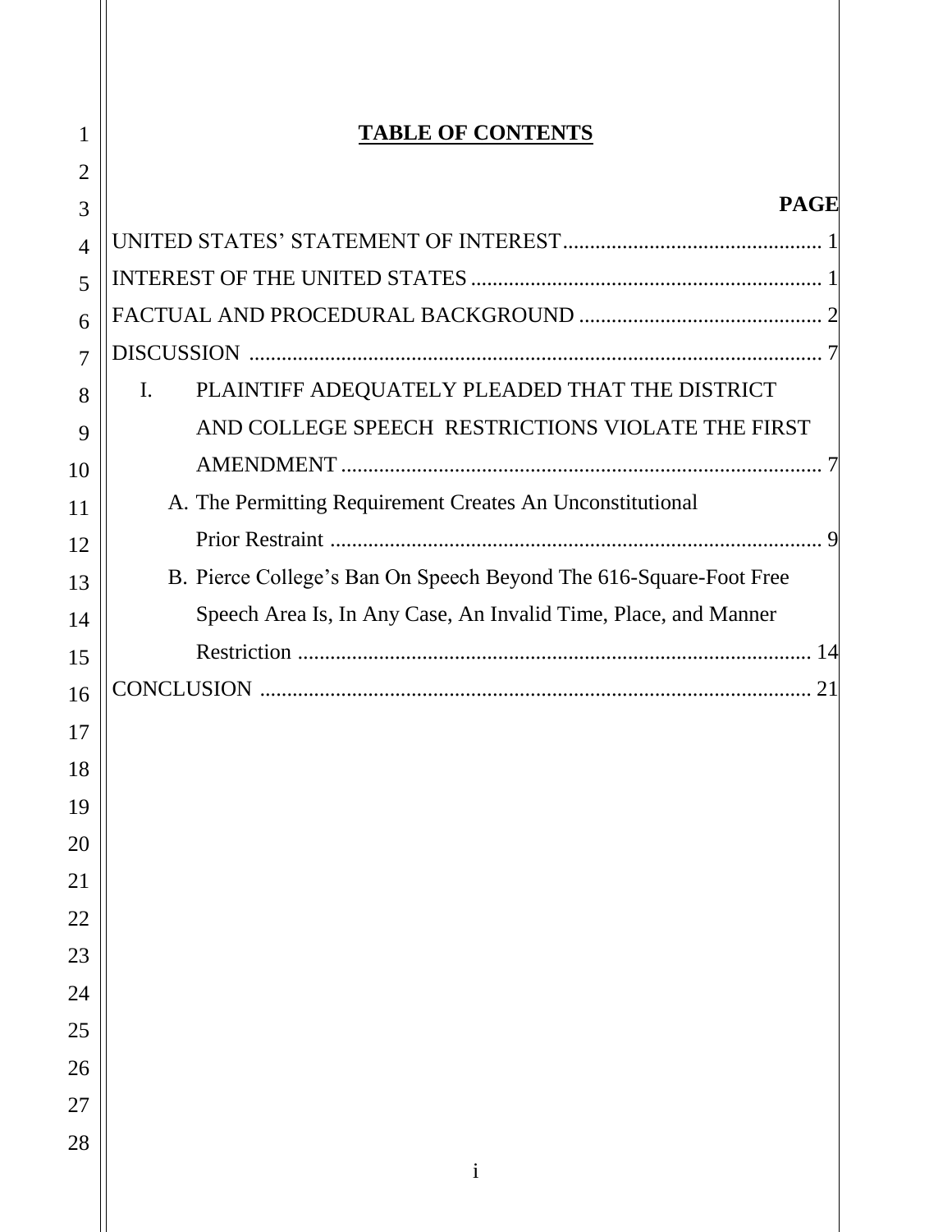# TABLE OF CONTENTS

**PAGE**

UNITED STATES' STATEMENT OF INTEREST ............................................... 1

INTEREST OF THE UNITED STATES ................................................................ 1

FACTUAL AND PROCEDURAL BACKGROUND ............................................. 2

DISCUSSION ........................................................................................................ 7

I. PLAINTIFF ADEQUATELY PLEADED THAT THE DISTRICT AND COLLEGE SPEECH RESTRICTIONS VIOLATE THE FIRST AMENDMENT ........................................................................................ 7

   A. The Permitting Requirement Creates An Unconstitutional Prior Restraint ............................................................................................ 9

   B. Pierce College's Ban On Speech Beyond The 616-Square-Foot Free Speech Area Is, In Any Case, An Invalid Time, Place, and Manner Restriction .............................................................................................. 14

CONCLUSION ..................................................................................................... 21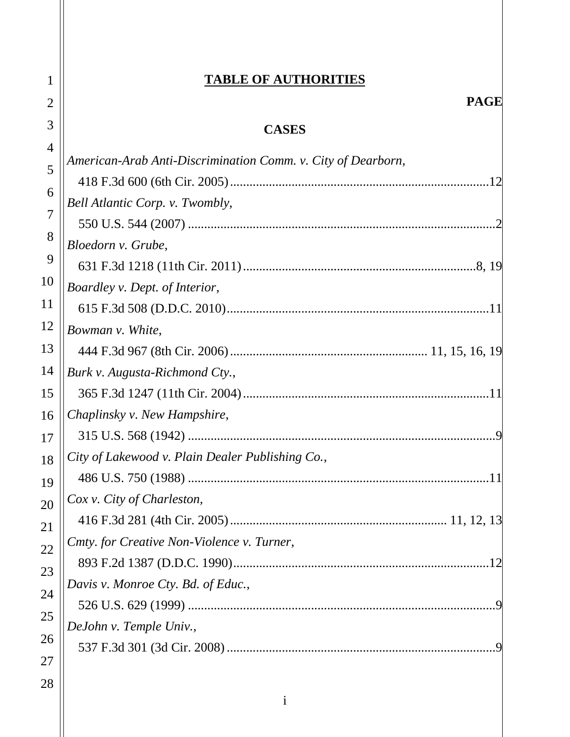# TABLE OF AUTHORITIES

**PAGE**

## CASES

*American-Arab Anti-Discrimination Comm. v. City of Dearborn*,
418 F.3d 600 (6th Cir. 2005) ......................................................................... 12

*Bell Atlantic Corp. v. Twombly*,
550 U.S. 544 (2007) ......................................................................................... 2

*Bloedorn v. Grube*,
631 F.3d 1218 (11th Cir. 2011) ................................................................. 8, 19

*Boardley v. Dept. of Interior*,
615 F.3d 508 (D.D.C. 2010) .......................................................................... 11

*Bowman v. White*,
444 F.3d 967 (8th Cir. 2006) ................................................... 11, 15, 16, 19

*Burk v. Augusta-Richmond Cty.*,
365 F.3d 1247 (11th Cir. 2004) ..................................................................... 11

*Chaplinsky v. New Hampshire*,
315 U.S. 568 (1942) ......................................................................................... 9

*City of Lakewood v. Plain Dealer Publishing Co.*,
486 U.S. 750 (1988) ....................................................................................... 11

*Cox v. City of Charleston,*
416 F.3d 281 (4th Cir. 2005) ................................................................ 11, 12, 13

*Cmty. for Creative Non-Violence v. Turner*,
893 F.2d 1387 (D.D.C. 1990) ........................................................................ 12

*Davis v. Monroe Cty. Bd. of Educ.*,
526 U.S. 629 (1999) ......................................................................................... 9

*DeJohn v. Temple Univ.*,
537 F.3d 301 (3d Cir. 2008) ............................................................................ 9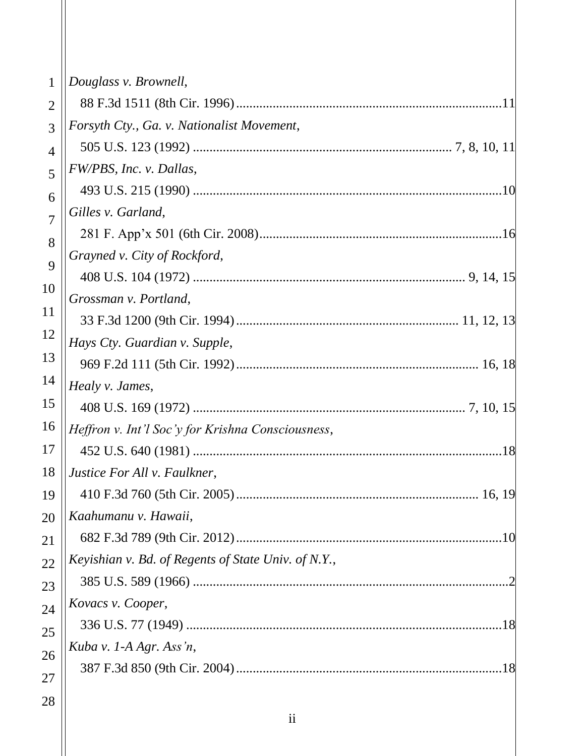*Douglass v. Brownell*,
88 F.3d 1511 (8th Cir. 1996) ................................................................................ 11

*Forsyth Cty., Ga. v. Nationalist Movement*,
505 U.S. 123 (1992) ............................................................................ 7, 8, 10, 11

*FW/PBS, Inc. v. Dallas*,
493 U.S. 215 (1990) .............................................................................................. 10

*Gilles v. Garland*,
281 F. App'x 501 (6th Cir. 2008) ......................................................................... 16

*Grayned v. City of Rockford*,
408 U.S. 104 (1972) ................................................................................. 9, 14, 15

*Grossman v. Portland*,
33 F.3d 1200 (9th Cir. 1994) .................................................................. 11, 12, 13

*Hays Cty. Guardian v. Supple*,
969 F.2d 111 (5th Cir. 1992) ........................................................................ 16, 18

*Healy v. James*,
408 U.S. 169 (1972) ................................................................................. 7, 10, 15

*Heffron v. Int'l Soc'y for Krishna Consciousness*,
452 U.S. 640 (1981) .............................................................................................. 18

*Justice For All v. Faulkner*,
410 F.3d 760 (5th Cir. 2005) ........................................................................ 16, 19

*Kaahumanu v. Hawaii*,
682 F.3d 789 (9th Cir. 2012) ................................................................................ 10

*Keyishian v. Bd. of Regents of State Univ. of N.Y.*,
385 U.S. 589 (1966) ................................................................................................ 2

*Kovacs v. Cooper*,
336 U.S. 77 (1949) ................................................................................................ 18

*Kuba v. 1-A Agr. Ass'n*,
387 F.3d 850 (9th Cir. 2004) ................................................................................ 18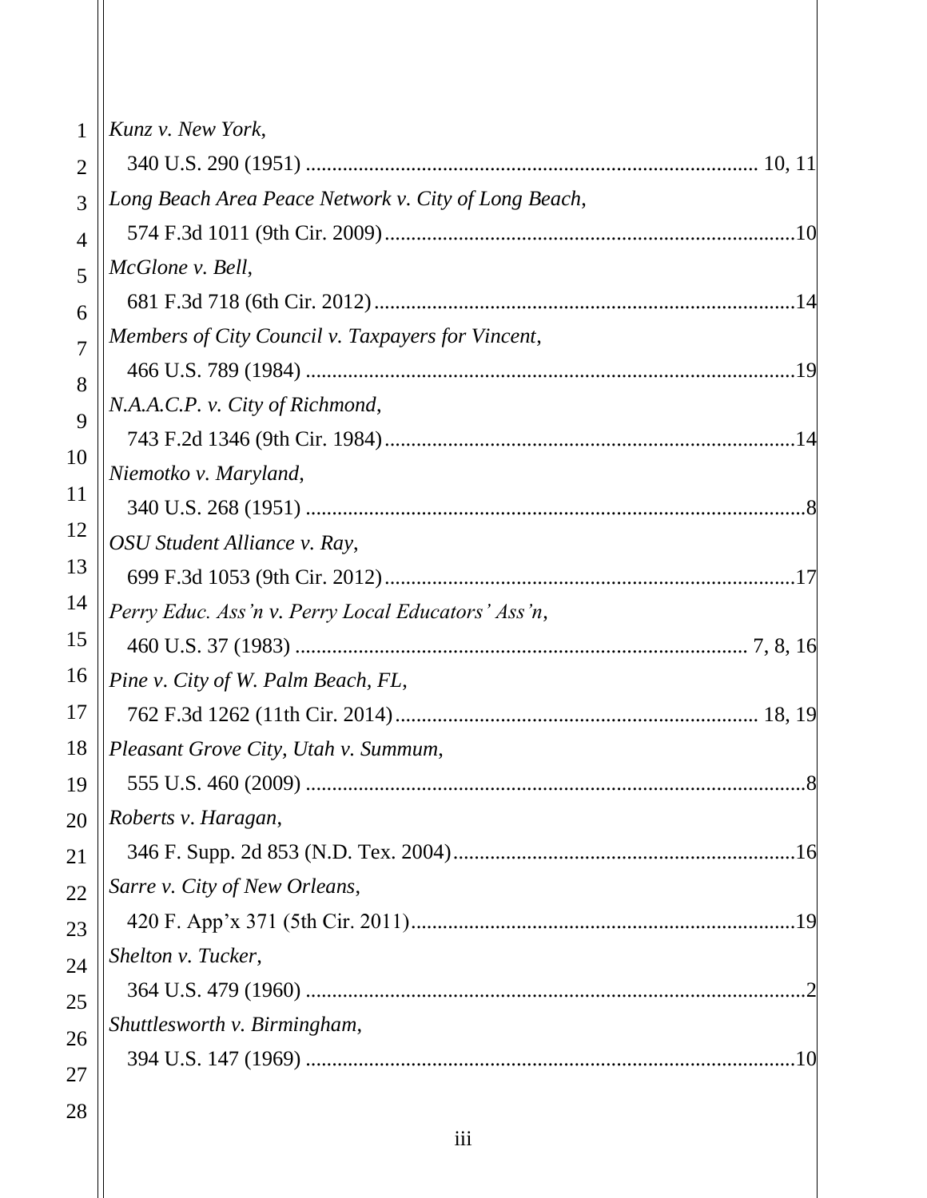*Kunz v. New York*,
340 U.S. 290 (1951) .................................................................................... 10, 11

*Long Beach Area Peace Network v. City of Long Beach*,
574 F.3d 1011 (9th Cir. 2009)..............................................................................10

*McGlone v. Bell*,
681 F.3d 718 (6th Cir. 2012)................................................................................14

*Members of City Council v. Taxpayers for Vincent*,
466 U.S. 789 (1984) .............................................................................................19

*N.A.A.C.P. v. City of Richmond*,
743 F.2d 1346 (9th Cir. 1984)..............................................................................14

*Niemotko v. Maryland*,
340 U.S. 268 (1951) ...............................................................................................8

*OSU Student Alliance v. Ray*,
699 F.3d 1053 (9th Cir. 2012)..............................................................................17

*Perry Educ. Ass'n v. Perry Local Educators' Ass'n*,
460 U.S. 37 (1983) .................................................................................. 7, 8, 16

*Pine v. City of W. Palm Beach, FL*,
762 F.3d 1262 (11th Cir. 2014).............................................................. 18, 19

*Pleasant Grove City, Utah v. Summum*,
555 U.S. 460 (2009) ...............................................................................................8

*Roberts v. Haragan*,
346 F. Supp. 2d 853 (N.D. Tex. 2004).................................................................16

*Sarre v. City of New Orleans*,
420 F. App'x 371 (5th Cir. 2011).........................................................................19

*Shelton v. Tucker*,
364 U.S. 479 (1960) ...............................................................................................2

*Shuttlesworth v. Birmingham*,
394 U.S. 147 (1969) .............................................................................................10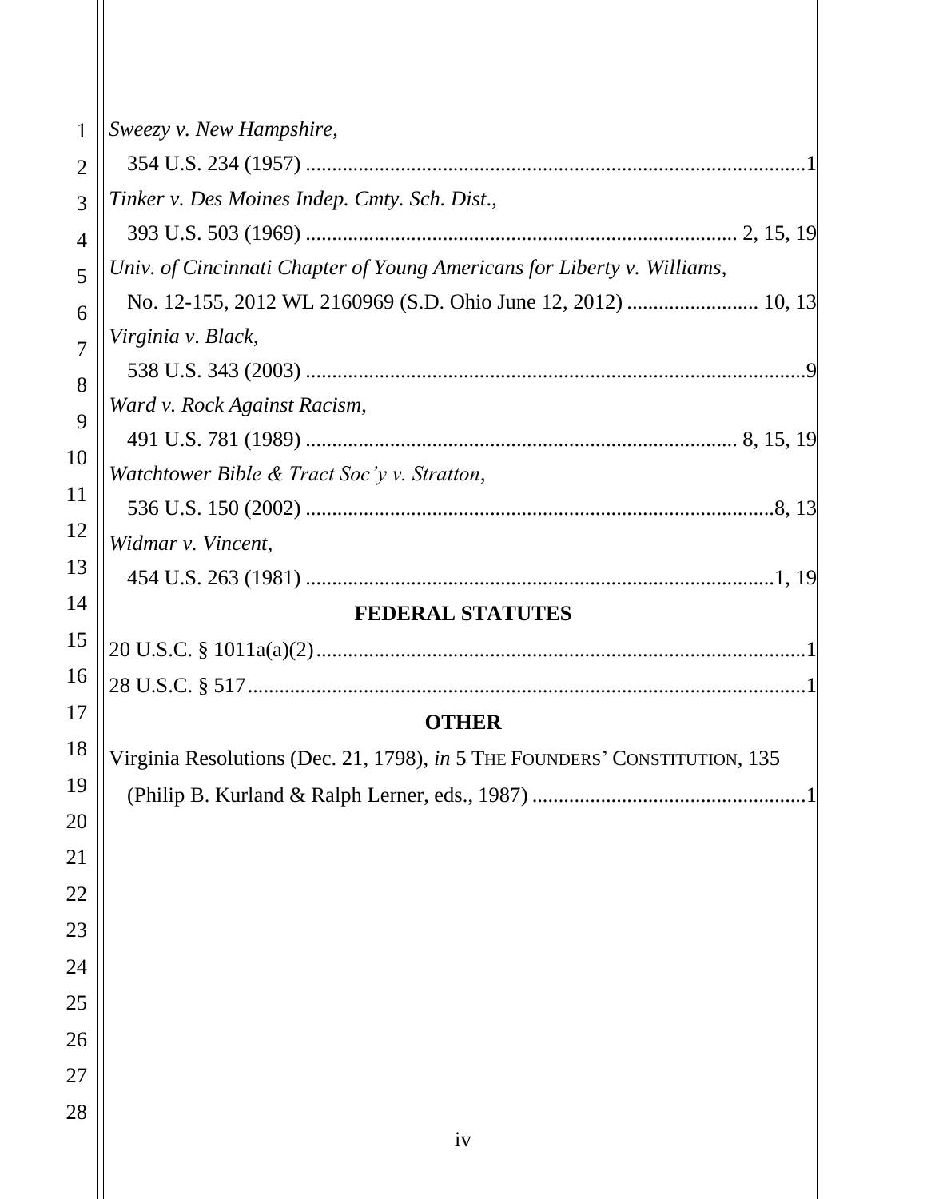*Sweezy v. New Hampshire*,
354 U.S. 234 (1957) ....................................................................................................1

*Tinker v. Des Moines Indep. Cmty. Sch. Dist.*,
393 U.S. 503 (1969) ................................................................................ 2, 15, 19

*Univ. of Cincinnati Chapter of Young Americans for Liberty v. Williams*,
No. 12-155, 2012 WL 2160969 (S.D. Ohio June 12, 2012) ......................... 10, 13

*Virginia v. Black*,
538 U.S. 343 (2003) ....................................................................................................9

*Ward v. Rock Against Racism*,
491 U.S. 781 (1989) ................................................................................ 8, 15, 19

*Watchtower Bible & Tract Soc'y v. Stratton*,
536 U.S. 150 (2002) ...........................................................................................8, 13

*Widmar v. Vincent*,
454 U.S. 263 (1981) ...........................................................................................1, 19

**FEDERAL STATUTES**

20 U.S.C. § 1011a(a)(2)..............................................................................................1

28 U.S.C. § 517............................................................................................................1

**OTHER**

Virginia Resolutions (Dec. 21, 1798), *in* 5 THE FOUNDERS' CONSTITUTION, 135
(Philip B. Kurland & Ralph Lerner, eds., 1987) .....................................................1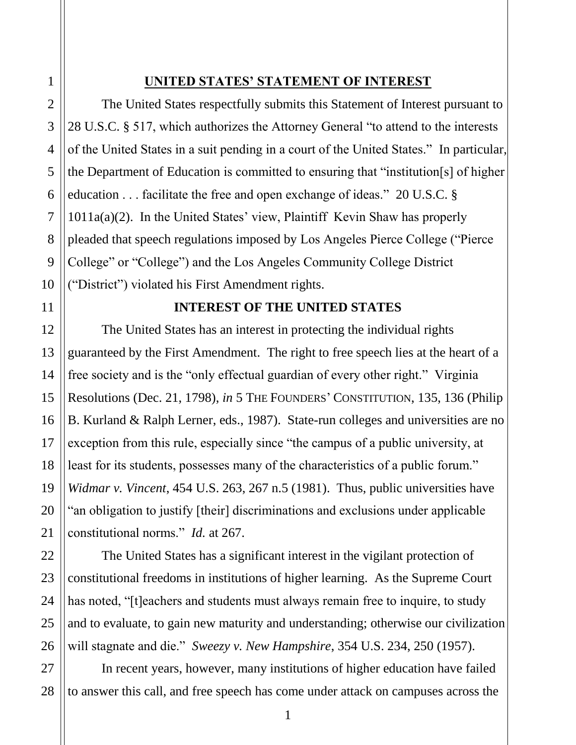## UNITED STATES' STATEMENT OF INTEREST

The United States respectfully submits this Statement of Interest pursuant to 28 U.S.C. § 517, which authorizes the Attorney General "to attend to the interests of the United States in a suit pending in a court of the United States." In particular, the Department of Education is committed to ensuring that "institution[s] of higher education . . . facilitate the free and open exchange of ideas." 20 U.S.C. § 1011a(a)(2). In the United States' view, Plaintiff Kevin Shaw has properly pleaded that speech regulations imposed by Los Angeles Pierce College ("Pierce College" or "College") and the Los Angeles Community College District ("District") violated his First Amendment rights.

## INTEREST OF THE UNITED STATES

The United States has an interest in protecting the individual rights guaranteed by the First Amendment. The right to free speech lies at the heart of a free society and is the "only effectual guardian of every other right." Virginia Resolutions (Dec. 21, 1798), *in* 5 THE FOUNDERS' CONSTITUTION, 135, 136 (Philip B. Kurland & Ralph Lerner, eds., 1987). State-run colleges and universities are no exception from this rule, especially since "the campus of a public university, at least for its students, possesses many of the characteristics of a public forum." *Widmar v. Vincent*, 454 U.S. 263, 267 n.5 (1981). Thus, public universities have "an obligation to justify [their] discriminations and exclusions under applicable constitutional norms." *Id.* at 267.

The United States has a significant interest in the vigilant protection of constitutional freedoms in institutions of higher learning. As the Supreme Court has noted, "[t]eachers and students must always remain free to inquire, to study and to evaluate, to gain new maturity and understanding; otherwise our civilization will stagnate and die." *Sweezy v. New Hampshire*, 354 U.S. 234, 250 (1957).

In recent years, however, many institutions of higher education have failed to answer this call, and free speech has come under attack on campuses across the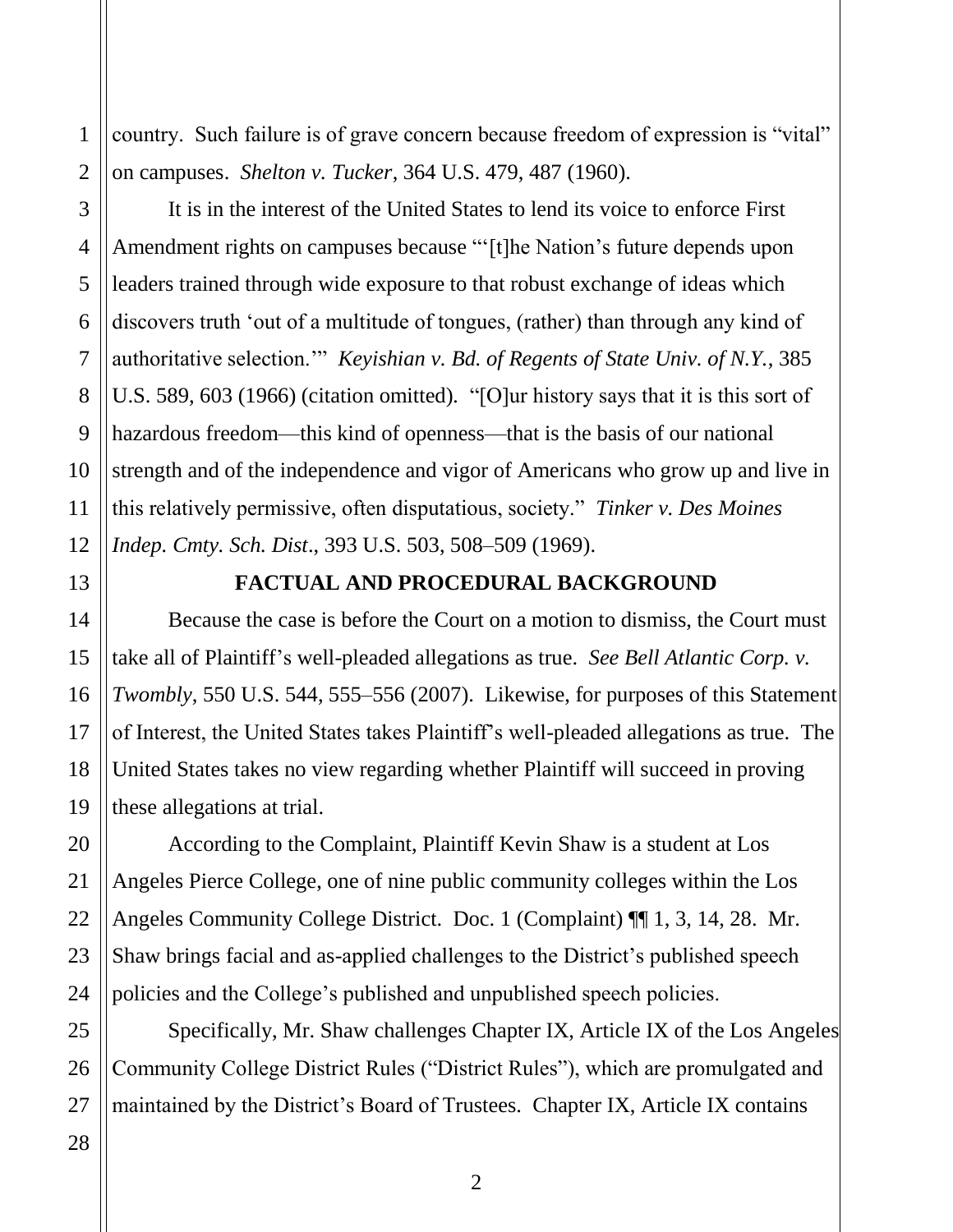country. Such failure is of grave concern because freedom of expression is "vital" on campuses. *Shelton v. Tucker*, 364 U.S. 479, 487 (1960).

It is in the interest of the United States to lend its voice to enforce First Amendment rights on campuses because "'[t]he Nation's future depends upon leaders trained through wide exposure to that robust exchange of ideas which discovers truth 'out of a multitude of tongues, (rather) than through any kind of authoritative selection.'" *Keyishian v. Bd. of Regents of State Univ. of N.Y.*, 385 U.S. 589, 603 (1966) (citation omitted). "[O]ur history says that it is this sort of hazardous freedom—this kind of openness—that is the basis of our national strength and of the independence and vigor of Americans who grow up and live in this relatively permissive, often disputatious, society." *Tinker v. Des Moines Indep. Cmty. Sch. Dist*., 393 U.S. 503, 508–509 (1969).

## FACTUAL AND PROCEDURAL BACKGROUND

Because the case is before the Court on a motion to dismiss, the Court must take all of Plaintiff's well-pleaded allegations as true. *See Bell Atlantic Corp. v. Twombly*, 550 U.S. 544, 555–556 (2007). Likewise, for purposes of this Statement of Interest, the United States takes Plaintiff's well-pleaded allegations as true. The United States takes no view regarding whether Plaintiff will succeed in proving these allegations at trial.

According to the Complaint, Plaintiff Kevin Shaw is a student at Los Angeles Pierce College, one of nine public community colleges within the Los Angeles Community College District. Doc. 1 (Complaint) ¶¶ 1, 3, 14, 28. Mr. Shaw brings facial and as-applied challenges to the District's published speech policies and the College's published and unpublished speech policies.

Specifically, Mr. Shaw challenges Chapter IX, Article IX of the Los Angeles Community College District Rules ("District Rules"), which are promulgated and maintained by the District's Board of Trustees. Chapter IX, Article IX contains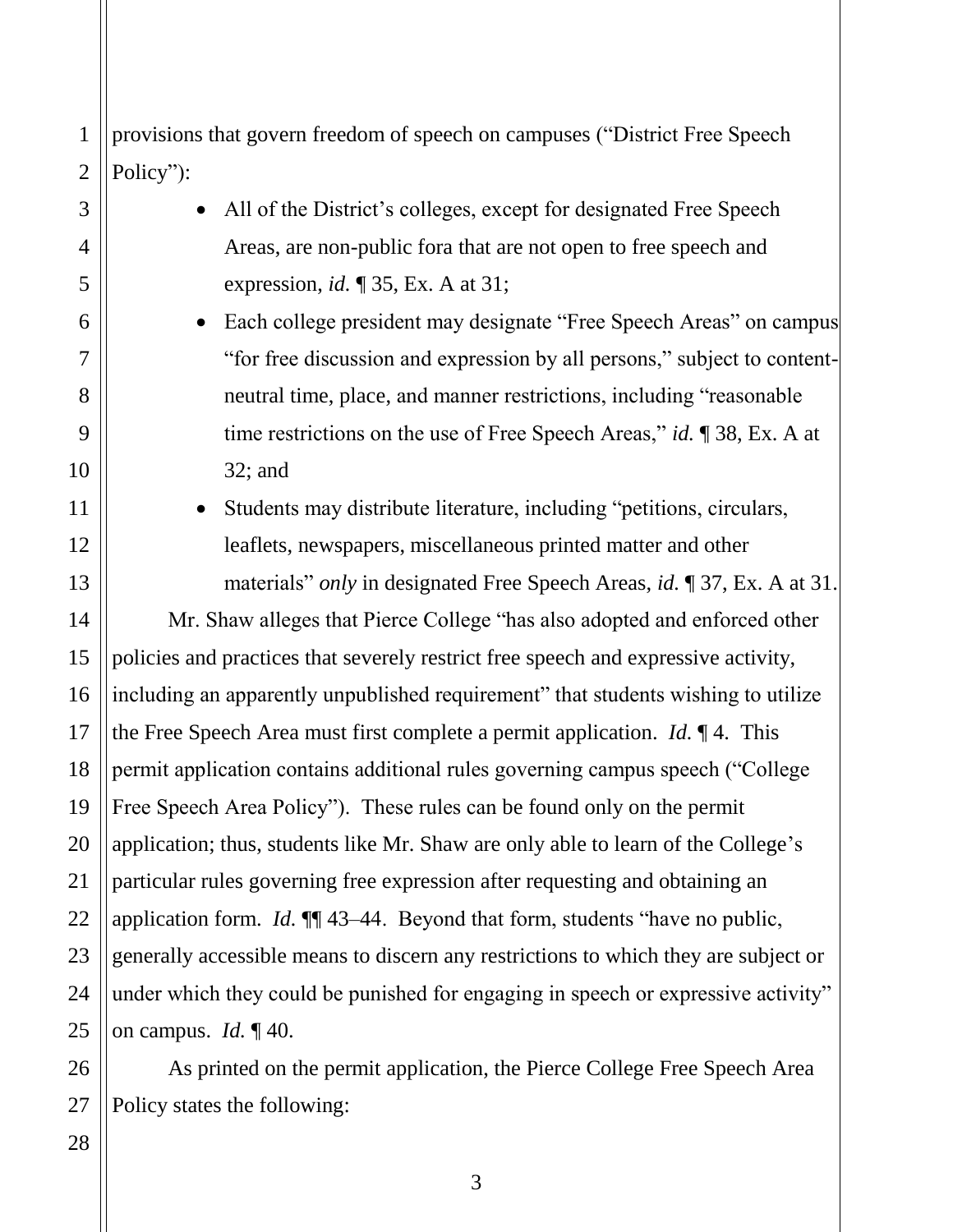provisions that govern freedom of speech on campuses ("District Free Speech Policy"):

- All of the District's colleges, except for designated Free Speech Areas, are non-public fora that are not open to free speech and expression, *id.* ¶ 35, Ex. A at 31;
- Each college president may designate "Free Speech Areas" on campus "for free discussion and expression by all persons," subject to content-neutral time, place, and manner restrictions, including "reasonable time restrictions on the use of Free Speech Areas," *id.* ¶ 38, Ex. A at 32; and
- Students may distribute literature, including "petitions, circulars, leaflets, newspapers, miscellaneous printed matter and other materials" *only* in designated Free Speech Areas, *id.* ¶ 37, Ex. A at 31.

Mr. Shaw alleges that Pierce College "has also adopted and enforced other policies and practices that severely restrict free speech and expressive activity, including an apparently unpublished requirement" that students wishing to utilize the Free Speech Area must first complete a permit application. *Id.* ¶ 4. This permit application contains additional rules governing campus speech ("College Free Speech Area Policy"). These rules can be found only on the permit application; thus, students like Mr. Shaw are only able to learn of the College's particular rules governing free expression after requesting and obtaining an application form. *Id.* ¶¶ 43–44. Beyond that form, students "have no public, generally accessible means to discern any restrictions to which they are subject or under which they could be punished for engaging in speech or expressive activity" on campus. *Id.* ¶ 40.

As printed on the permit application, the Pierce College Free Speech Area Policy states the following: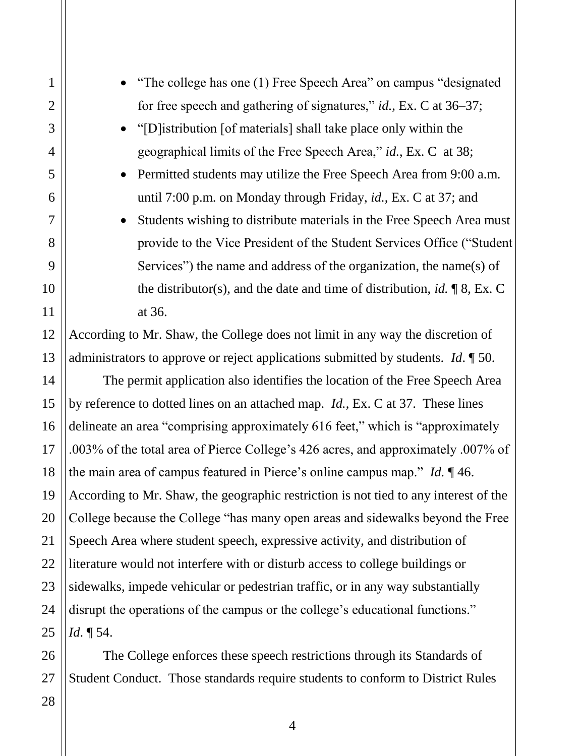- "The college has one (1) Free Speech Area" on campus "designated for free speech and gathering of signatures," *id.*, Ex. C at 36–37;
- "[D]istribution [of materials] shall take place only within the geographical limits of the Free Speech Area," *id.*, Ex. C at 38;
- Permitted students may utilize the Free Speech Area from 9:00 a.m. until 7:00 p.m. on Monday through Friday, *id.*, Ex. C at 37; and
- Students wishing to distribute materials in the Free Speech Area must provide to the Vice President of the Student Services Office ("Student Services") the name and address of the organization, the name(s) of the distributor(s), and the date and time of distribution, *id.* ¶ 8, Ex. C at 36.

According to Mr. Shaw, the College does not limit in any way the discretion of administrators to approve or reject applications submitted by students. *Id*. ¶ 50.

The permit application also identifies the location of the Free Speech Area by reference to dotted lines on an attached map. *Id.*, Ex. C at 37. These lines delineate an area "comprising approximately 616 feet," which is "approximately .003% of the total area of Pierce College's 426 acres, and approximately .007% of the main area of campus featured in Pierce's online campus map." *Id.* ¶ 46. According to Mr. Shaw, the geographic restriction is not tied to any interest of the College because the College "has many open areas and sidewalks beyond the Free Speech Area where student speech, expressive activity, and distribution of literature would not interfere with or disturb access to college buildings or sidewalks, impede vehicular or pedestrian traffic, or in any way substantially disrupt the operations of the campus or the college's educational functions." *Id*. ¶ 54.

The College enforces these speech restrictions through its Standards of Student Conduct. Those standards require students to conform to District Rules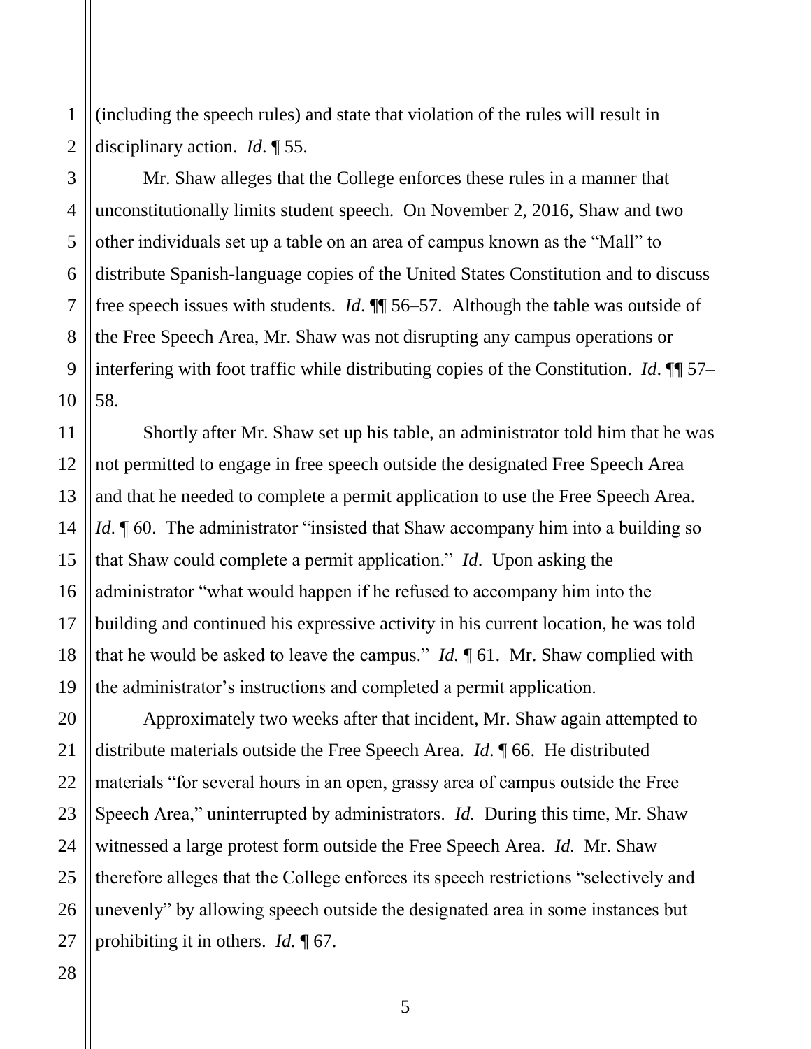(including the speech rules) and state that violation of the rules will result in disciplinary action. *Id*. ¶ 55.

Mr. Shaw alleges that the College enforces these rules in a manner that unconstitutionally limits student speech. On November 2, 2016, Shaw and two other individuals set up a table on an area of campus known as the "Mall" to distribute Spanish-language copies of the United States Constitution and to discuss free speech issues with students. *Id*. ¶¶ 56–57. Although the table was outside of the Free Speech Area, Mr. Shaw was not disrupting any campus operations or interfering with foot traffic while distributing copies of the Constitution. *Id*. ¶¶ 57–58.

Shortly after Mr. Shaw set up his table, an administrator told him that he was not permitted to engage in free speech outside the designated Free Speech Area and that he needed to complete a permit application to use the Free Speech Area. *Id*. ¶ 60. The administrator "insisted that Shaw accompany him into a building so that Shaw could complete a permit application." *Id*. Upon asking the administrator "what would happen if he refused to accompany him into the building and continued his expressive activity in his current location, he was told that he would be asked to leave the campus." *Id.* ¶ 61. Mr. Shaw complied with the administrator's instructions and completed a permit application.

Approximately two weeks after that incident, Mr. Shaw again attempted to distribute materials outside the Free Speech Area. *Id*. ¶ 66. He distributed materials "for several hours in an open, grassy area of campus outside the Free Speech Area," uninterrupted by administrators. *Id.* During this time, Mr. Shaw witnessed a large protest form outside the Free Speech Area. *Id.* Mr. Shaw therefore alleges that the College enforces its speech restrictions "selectively and unevenly" by allowing speech outside the designated area in some instances but prohibiting it in others. *Id.* ¶ 67.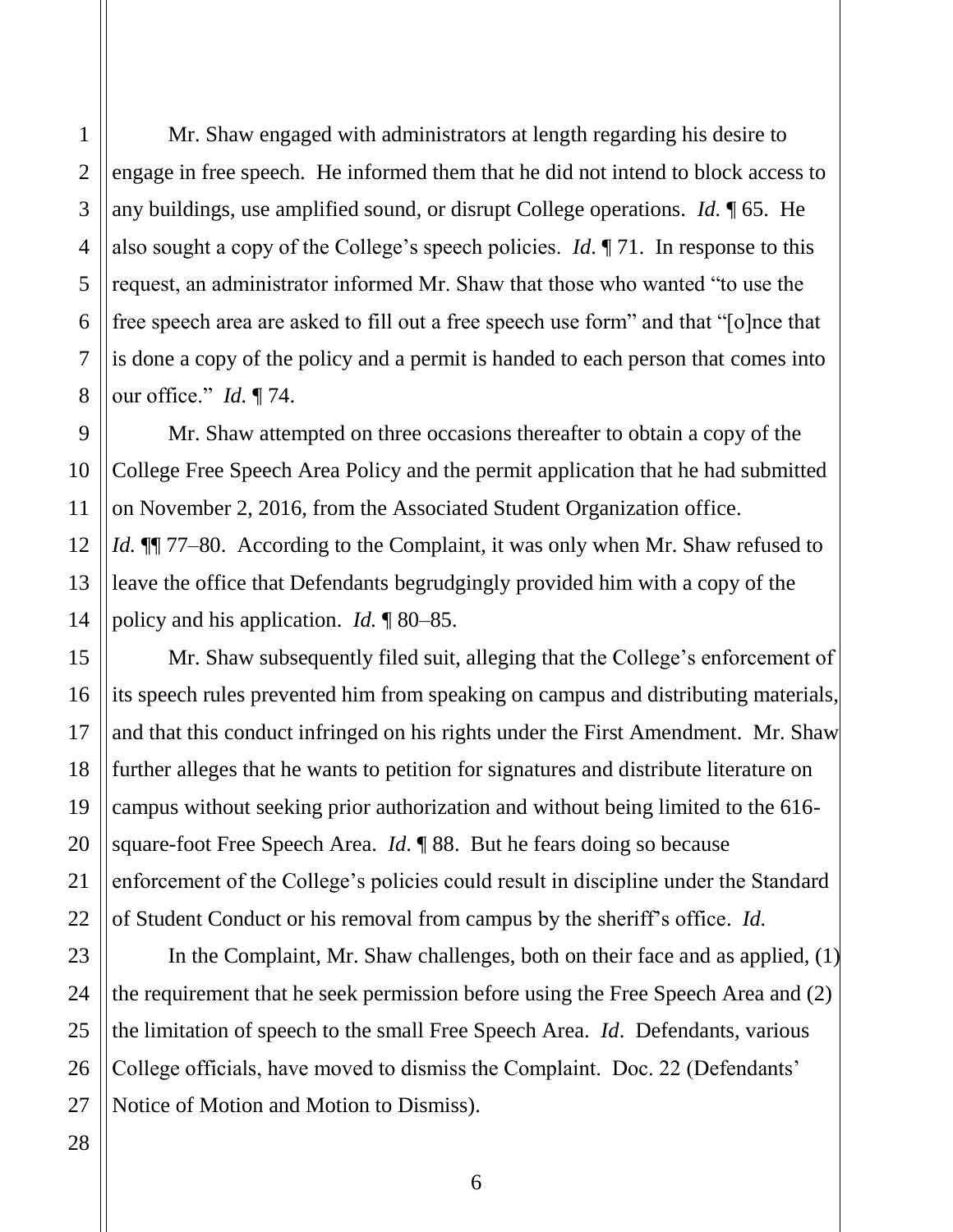Mr. Shaw engaged with administrators at length regarding his desire to engage in free speech. He informed them that he did not intend to block access to any buildings, use amplified sound, or disrupt College operations. *Id.* ¶ 65. He also sought a copy of the College's speech policies. *Id.* ¶ 71. In response to this request, an administrator informed Mr. Shaw that those who wanted "to use the free speech area are asked to fill out a free speech use form" and that "[o]nce that is done a copy of the policy and a permit is handed to each person that comes into our office." *Id.* ¶ 74.

Mr. Shaw attempted on three occasions thereafter to obtain a copy of the College Free Speech Area Policy and the permit application that he had submitted on November 2, 2016, from the Associated Student Organization office. *Id.* ¶¶ 77–80. According to the Complaint, it was only when Mr. Shaw refused to leave the office that Defendants begrudgingly provided him with a copy of the policy and his application. *Id.* ¶ 80–85.

Mr. Shaw subsequently filed suit, alleging that the College's enforcement of its speech rules prevented him from speaking on campus and distributing materials, and that this conduct infringed on his rights under the First Amendment. Mr. Shaw further alleges that he wants to petition for signatures and distribute literature on campus without seeking prior authorization and without being limited to the 616-square-foot Free Speech Area. *Id.* ¶ 88. But he fears doing so because enforcement of the College's policies could result in discipline under the Standard of Student Conduct or his removal from campus by the sheriff's office. *Id.*

In the Complaint, Mr. Shaw challenges, both on their face and as applied, (1) the requirement that he seek permission before using the Free Speech Area and (2) the limitation of speech to the small Free Speech Area. *Id*. Defendants, various College officials, have moved to dismiss the Complaint. Doc. 22 (Defendants' Notice of Motion and Motion to Dismiss).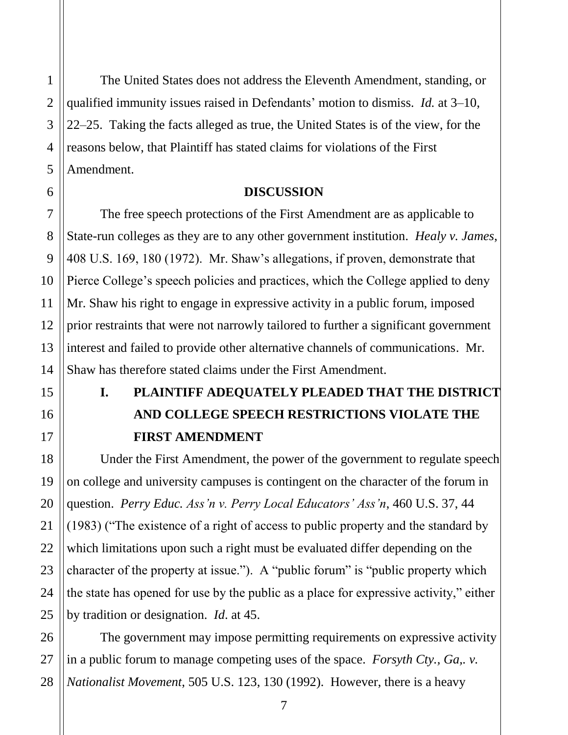The United States does not address the Eleventh Amendment, standing, or qualified immunity issues raised in Defendants' motion to dismiss. *Id.* at 3–10, 22–25. Taking the facts alleged as true, the United States is of the view, for the reasons below, that Plaintiff has stated claims for violations of the First Amendment.

## DISCUSSION

The free speech protections of the First Amendment are as applicable to State-run colleges as they are to any other government institution. *Healy v. James*, 408 U.S. 169, 180 (1972). Mr. Shaw's allegations, if proven, demonstrate that Pierce College's speech policies and practices, which the College applied to deny Mr. Shaw his right to engage in expressive activity in a public forum, imposed prior restraints that were not narrowly tailored to further a significant government interest and failed to provide other alternative channels of communications. Mr. Shaw has therefore stated claims under the First Amendment.

### I. PLAINTIFF ADEQUATELY PLEADED THAT THE DISTRICT AND COLLEGE SPEECH RESTRICTIONS VIOLATE THE FIRST AMENDMENT

Under the First Amendment, the power of the government to regulate speech on college and university campuses is contingent on the character of the forum in question. *Perry Educ. Ass'n v. Perry Local Educators' Ass'n*, 460 U.S. 37, 44 (1983) ("The existence of a right of access to public property and the standard by which limitations upon such a right must be evaluated differ depending on the character of the property at issue."). A "public forum" is "public property which the state has opened for use by the public as a place for expressive activity," either by tradition or designation. *Id*. at 45.

The government may impose permitting requirements on expressive activity in a public forum to manage competing uses of the space. *Forsyth Cty., Ga,. v. Nationalist Movement*, 505 U.S. 123, 130 (1992). However, there is a heavy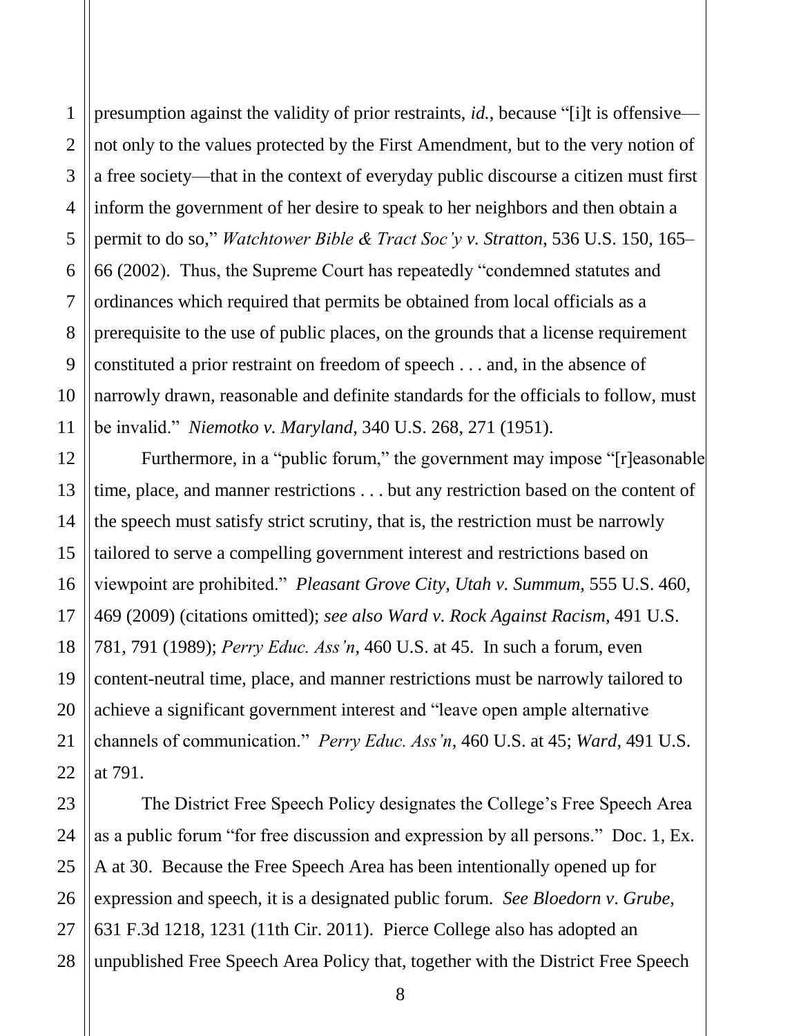presumption against the validity of prior restraints, *id.*, because "[i]t is offensive—not only to the values protected by the First Amendment, but to the very notion of a free society—that in the context of everyday public discourse a citizen must first inform the government of her desire to speak to her neighbors and then obtain a permit to do so," *Watchtower Bible & Tract Soc'y v. Stratton*, 536 U.S. 150, 165–66 (2002). Thus, the Supreme Court has repeatedly "condemned statutes and ordinances which required that permits be obtained from local officials as a prerequisite to the use of public places, on the grounds that a license requirement constituted a prior restraint on freedom of speech . . . and, in the absence of narrowly drawn, reasonable and definite standards for the officials to follow, must be invalid." *Niemotko v. Maryland*, 340 U.S. 268, 271 (1951).

Furthermore, in a "public forum," the government may impose "[r]easonable time, place, and manner restrictions . . . but any restriction based on the content of the speech must satisfy strict scrutiny, that is, the restriction must be narrowly tailored to serve a compelling government interest and restrictions based on viewpoint are prohibited." *Pleasant Grove City, Utah v. Summum*, 555 U.S. 460, 469 (2009) (citations omitted); *see also Ward v. Rock Against Racism*, 491 U.S. 781, 791 (1989); *Perry Educ. Ass'n*, 460 U.S. at 45. In such a forum, even content-neutral time, place, and manner restrictions must be narrowly tailored to achieve a significant government interest and "leave open ample alternative channels of communication." *Perry Educ. Ass'n*, 460 U.S. at 45; *Ward*, 491 U.S. at 791.

The District Free Speech Policy designates the College's Free Speech Area as a public forum "for free discussion and expression by all persons." Doc. 1, Ex. A at 30. Because the Free Speech Area has been intentionally opened up for expression and speech, it is a designated public forum. *See Bloedorn v. Grube*, 631 F.3d 1218, 1231 (11th Cir. 2011). Pierce College also has adopted an unpublished Free Speech Area Policy that, together with the District Free Speech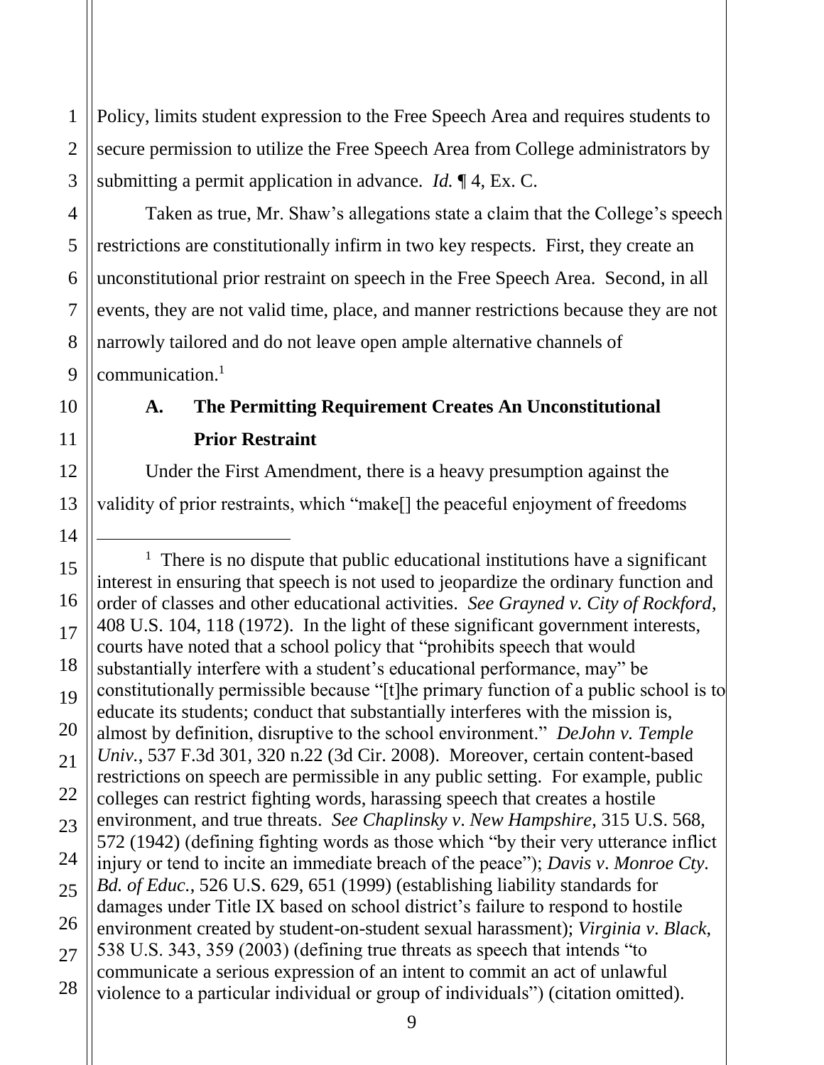Policy, limits student expression to the Free Speech Area and requires students to secure permission to utilize the Free Speech Area from College administrators by submitting a permit application in advance. *Id.* ¶ 4, Ex. C.

Taken as true, Mr. Shaw's allegations state a claim that the College's speech restrictions are constitutionally infirm in two key respects. First, they create an unconstitutional prior restraint on speech in the Free Speech Area. Second, in all events, they are not valid time, place, and manner restrictions because they are not narrowly tailored and do not leave open ample alternative channels of communication.[1]

### A. The Permitting Requirement Creates An Unconstitutional Prior Restraint

Under the First Amendment, there is a heavy presumption against the validity of prior restraints, which "make[] the peaceful enjoyment of freedoms

---

[1] There is no dispute that public educational institutions have a significant interest in ensuring that speech is not used to jeopardize the ordinary function and order of classes and other educational activities. *See Grayned v. City of Rockford*, 408 U.S. 104, 118 (1972). In the light of these significant government interests, courts have noted that a school policy that "prohibits speech that would substantially interfere with a student's educational performance, may" be constitutionally permissible because "[t]he primary function of a public school is to educate its students; conduct that substantially interferes with the mission is, almost by definition, disruptive to the school environment." *DeJohn v. Temple Univ.*, 537 F.3d 301, 320 n.22 (3d Cir. 2008). Moreover, certain content-based restrictions on speech are permissible in any public setting. For example, public colleges can restrict fighting words, harassing speech that creates a hostile environment, and true threats. *See Chaplinsky v. New Hampshire*, 315 U.S. 568, 572 (1942) (defining fighting words as those which "by their very utterance inflict injury or tend to incite an immediate breach of the peace"); *Davis v. Monroe Cty. Bd. of Educ.*, 526 U.S. 629, 651 (1999) (establishing liability standards for damages under Title IX based on school district's failure to respond to hostile environment created by student-on-student sexual harassment); *Virginia v. Black*, 538 U.S. 343, 359 (2003) (defining true threats as speech that intends "to communicate a serious expression of an intent to commit an act of unlawful violence to a particular individual or group of individuals") (citation omitted).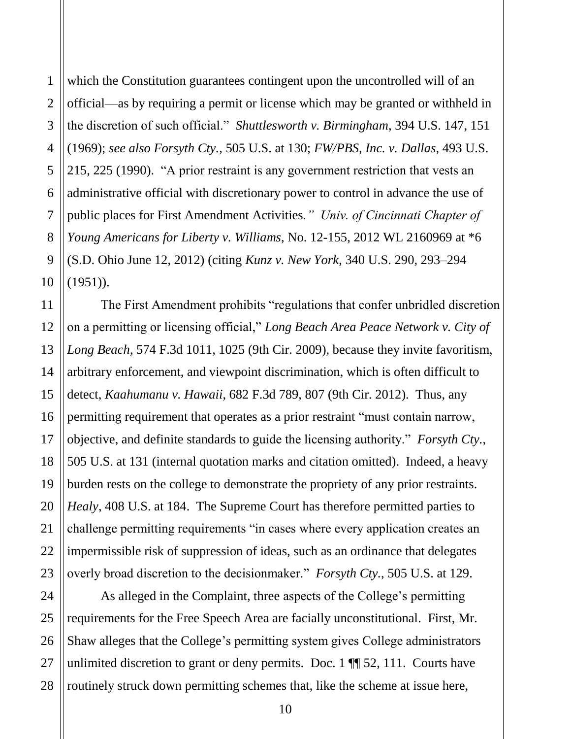which the Constitution guarantees contingent upon the uncontrolled will of an official—as by requiring a permit or license which may be granted or withheld in the discretion of such official." *Shuttlesworth v. Birmingham*, 394 U.S. 147, 151 (1969); *see also Forsyth Cty.*, 505 U.S. at 130; *FW/PBS, Inc. v. Dallas*, 493 U.S. 215, 225 (1990). "A prior restraint is any government restriction that vests an administrative official with discretionary power to control in advance the use of public places for First Amendment Activities*." Univ. of Cincinnati Chapter of Young Americans for Liberty v. Williams*, No. 12-155, 2012 WL 2160969 at *6 (S.D. Ohio June 12, 2012) (citing *Kunz v. New York*, 340 U.S. 290, 293–294 (1951)).

The First Amendment prohibits "regulations that confer unbridled discretion on a permitting or licensing official," *Long Beach Area Peace Network v. City of Long Beach*, 574 F.3d 1011, 1025 (9th Cir. 2009), because they invite favoritism, arbitrary enforcement, and viewpoint discrimination, which is often difficult to detect, *Kaahumanu v. Hawaii*, 682 F.3d 789, 807 (9th Cir. 2012). Thus, any permitting requirement that operates as a prior restraint "must contain narrow, objective, and definite standards to guide the licensing authority." *Forsyth Cty.*, 505 U.S. at 131 (internal quotation marks and citation omitted). Indeed, a heavy burden rests on the college to demonstrate the propriety of any prior restraints. *Healy*, 408 U.S. at 184. The Supreme Court has therefore permitted parties to challenge permitting requirements "in cases where every application creates an impermissible risk of suppression of ideas, such as an ordinance that delegates overly broad discretion to the decisionmaker." *Forsyth Cty.*, 505 U.S. at 129.

As alleged in the Complaint, three aspects of the College's permitting requirements for the Free Speech Area are facially unconstitutional. First, Mr. Shaw alleges that the College's permitting system gives College administrators unlimited discretion to grant or deny permits. Doc. 1 ¶¶ 52, 111. Courts have routinely struck down permitting schemes that, like the scheme at issue here,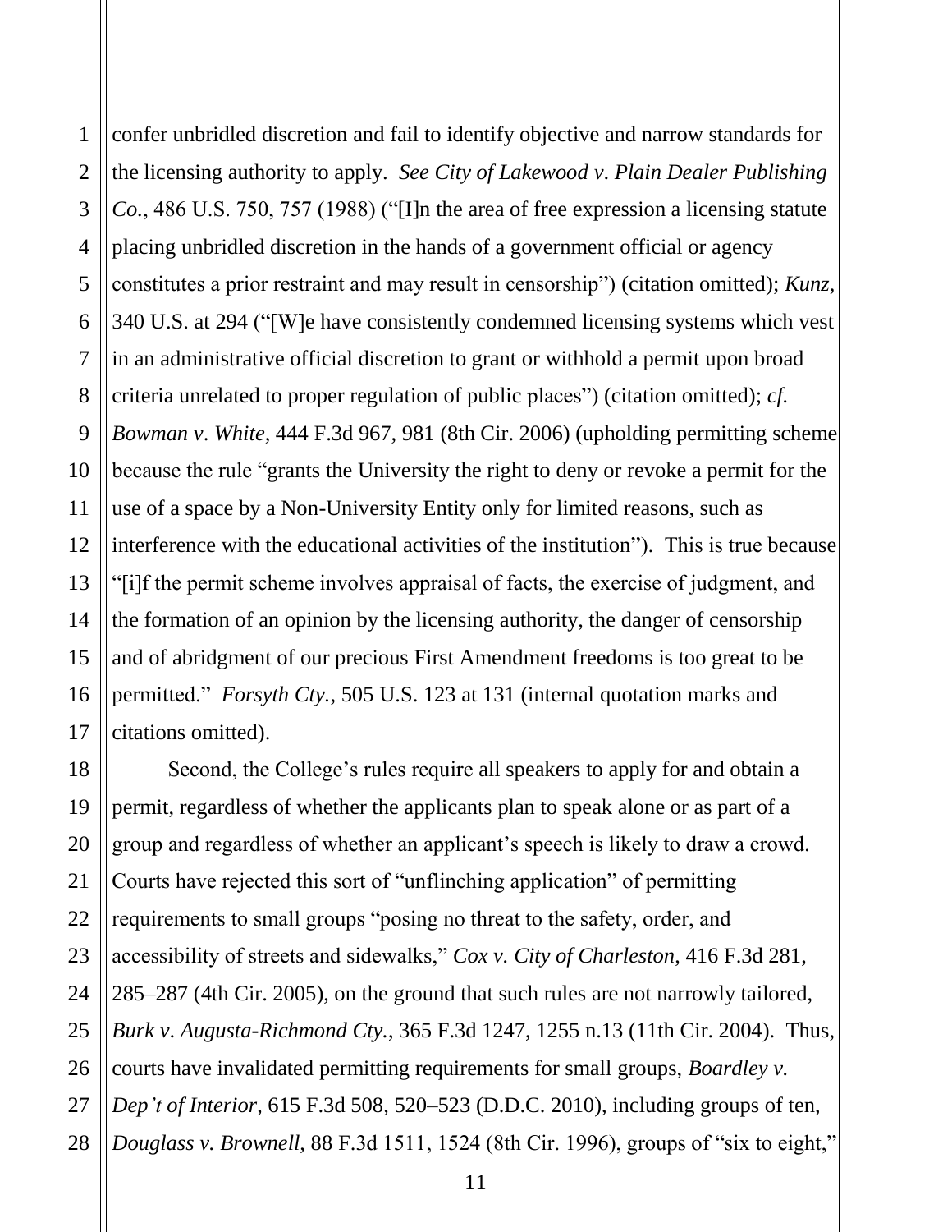confer unbridled discretion and fail to identify objective and narrow standards for the licensing authority to apply. *See City of Lakewood v. Plain Dealer Publishing Co.*, 486 U.S. 750, 757 (1988) ("[I]n the area of free expression a licensing statute placing unbridled discretion in the hands of a government official or agency constitutes a prior restraint and may result in censorship") (citation omitted); *Kunz*, 340 U.S. at 294 ("[W]e have consistently condemned licensing systems which vest in an administrative official discretion to grant or withhold a permit upon broad criteria unrelated to proper regulation of public places") (citation omitted); *cf. Bowman v. White*, 444 F.3d 967, 981 (8th Cir. 2006) (upholding permitting scheme because the rule "grants the University the right to deny or revoke a permit for the use of a space by a Non-University Entity only for limited reasons, such as interference with the educational activities of the institution"). This is true because "[i]f the permit scheme involves appraisal of facts, the exercise of judgment, and the formation of an opinion by the licensing authority, the danger of censorship and of abridgment of our precious First Amendment freedoms is too great to be permitted." *Forsyth Cty.*, 505 U.S. 123 at 131 (internal quotation marks and citations omitted).

Second, the College's rules require all speakers to apply for and obtain a permit, regardless of whether the applicants plan to speak alone or as part of a group and regardless of whether an applicant's speech is likely to draw a crowd. Courts have rejected this sort of "unflinching application" of permitting requirements to small groups "posing no threat to the safety, order, and accessibility of streets and sidewalks," *Cox v. City of Charleston*, 416 F.3d 281, 285–287 (4th Cir. 2005), on the ground that such rules are not narrowly tailored, *Burk v. Augusta-Richmond Cty.*, 365 F.3d 1247, 1255 n.13 (11th Cir. 2004). Thus, courts have invalidated permitting requirements for small groups, *Boardley v. Dep't of Interior*, 615 F.3d 508, 520–523 (D.D.C. 2010), including groups of ten, *Douglass v. Brownell*, 88 F.3d 1511, 1524 (8th Cir. 1996), groups of "six to eight,"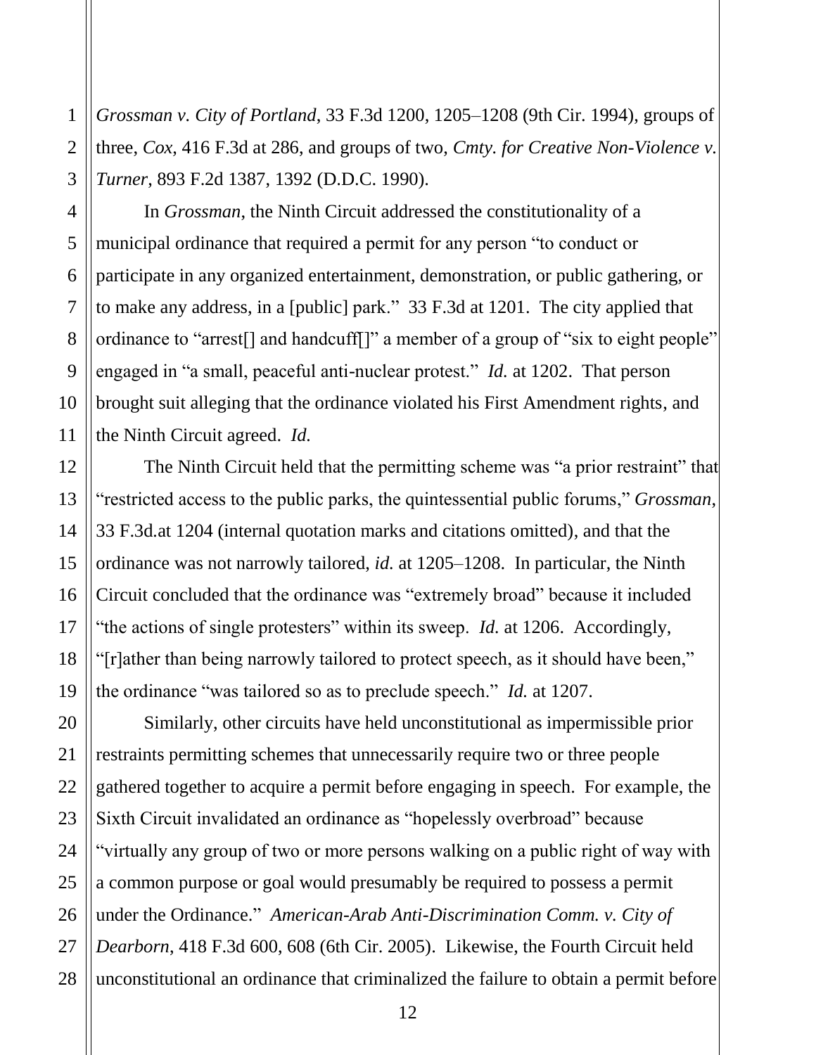*Grossman v. City of Portland*, 33 F.3d 1200, 1205–1208 (9th Cir. 1994), groups of three, *Cox*, 416 F.3d at 286, and groups of two, *Cmty. for Creative Non-Violence v. Turner*, 893 F.2d 1387, 1392 (D.D.C. 1990).

In *Grossman,* the Ninth Circuit addressed the constitutionality of a municipal ordinance that required a permit for any person "to conduct or participate in any organized entertainment, demonstration, or public gathering, or to make any address, in a [public] park." 33 F.3d at 1201. The city applied that ordinance to "arrest[] and handcuff[]" a member of a group of "six to eight people" engaged in "a small, peaceful anti-nuclear protest." *Id.* at 1202. That person brought suit alleging that the ordinance violated his First Amendment rights, and the Ninth Circuit agreed. *Id.*

The Ninth Circuit held that the permitting scheme was "a prior restraint" that "restricted access to the public parks, the quintessential public forums," *Grossman*, 33 F.3d.at 1204 (internal quotation marks and citations omitted), and that the ordinance was not narrowly tailored, *id.* at 1205–1208. In particular, the Ninth Circuit concluded that the ordinance was "extremely broad" because it included "the actions of single protesters" within its sweep. *Id.* at 1206. Accordingly, "[r]ather than being narrowly tailored to protect speech, as it should have been," the ordinance "was tailored so as to preclude speech." *Id.* at 1207.

Similarly, other circuits have held unconstitutional as impermissible prior restraints permitting schemes that unnecessarily require two or three people gathered together to acquire a permit before engaging in speech. For example, the Sixth Circuit invalidated an ordinance as "hopelessly overbroad" because "virtually any group of two or more persons walking on a public right of way with a common purpose or goal would presumably be required to possess a permit under the Ordinance." *American-Arab Anti-Discrimination Comm. v. City of Dearborn*, 418 F.3d 600, 608 (6th Cir. 2005). Likewise, the Fourth Circuit held unconstitutional an ordinance that criminalized the failure to obtain a permit before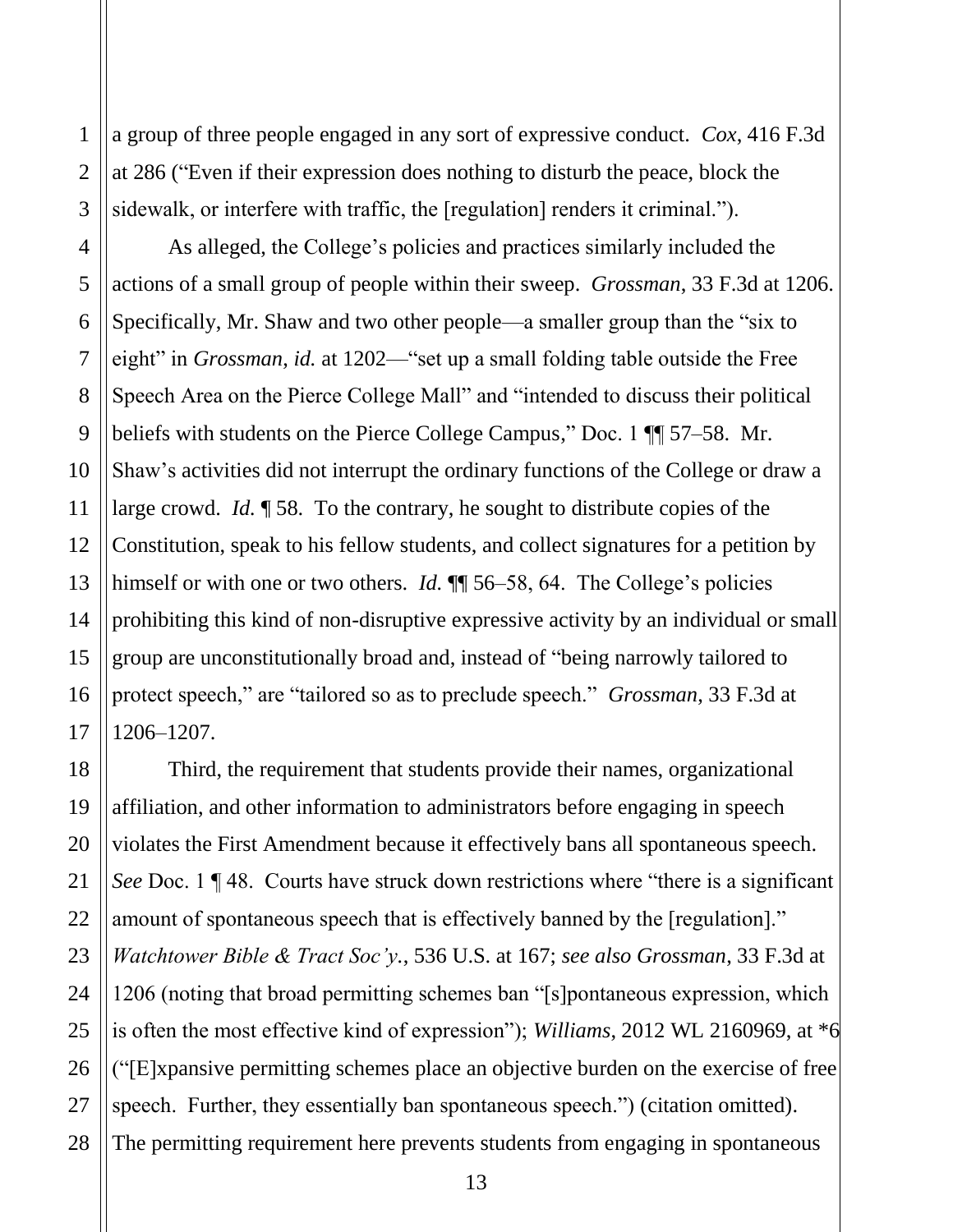a group of three people engaged in any sort of expressive conduct. *Cox*, 416 F.3d at 286 ("Even if their expression does nothing to disturb the peace, block the sidewalk, or interfere with traffic, the [regulation] renders it criminal.").

As alleged, the College's policies and practices similarly included the actions of a small group of people within their sweep. *Grossman*, 33 F.3d at 1206. Specifically, Mr. Shaw and two other people—a smaller group than the "six to eight" in *Grossman, id.* at 1202—"set up a small folding table outside the Free Speech Area on the Pierce College Mall" and "intended to discuss their political beliefs with students on the Pierce College Campus," Doc. 1 ¶¶ 57–58. Mr. Shaw's activities did not interrupt the ordinary functions of the College or draw a large crowd. *Id.* ¶ 58. To the contrary, he sought to distribute copies of the Constitution, speak to his fellow students, and collect signatures for a petition by himself or with one or two others. *Id.* ¶¶ 56–58, 64. The College's policies prohibiting this kind of non-disruptive expressive activity by an individual or small group are unconstitutionally broad and, instead of "being narrowly tailored to protect speech," are "tailored so as to preclude speech." *Grossman*, 33 F.3d at 1206–1207.

Third, the requirement that students provide their names, organizational affiliation, and other information to administrators before engaging in speech violates the First Amendment because it effectively bans all spontaneous speech. *See* Doc. 1 ¶ 48. Courts have struck down restrictions where "there is a significant amount of spontaneous speech that is effectively banned by the [regulation]." *Watchtower Bible & Tract Soc'y.*, 536 U.S. at 167; *see also Grossman*, 33 F.3d at 1206 (noting that broad permitting schemes ban "[s]pontaneous expression, which is often the most effective kind of expression"); *Williams*, 2012 WL 2160969, at *6 ("[E]xpansive permitting schemes place an objective burden on the exercise of free speech. Further, they essentially ban spontaneous speech.") (citation omitted). The permitting requirement here prevents students from engaging in spontaneous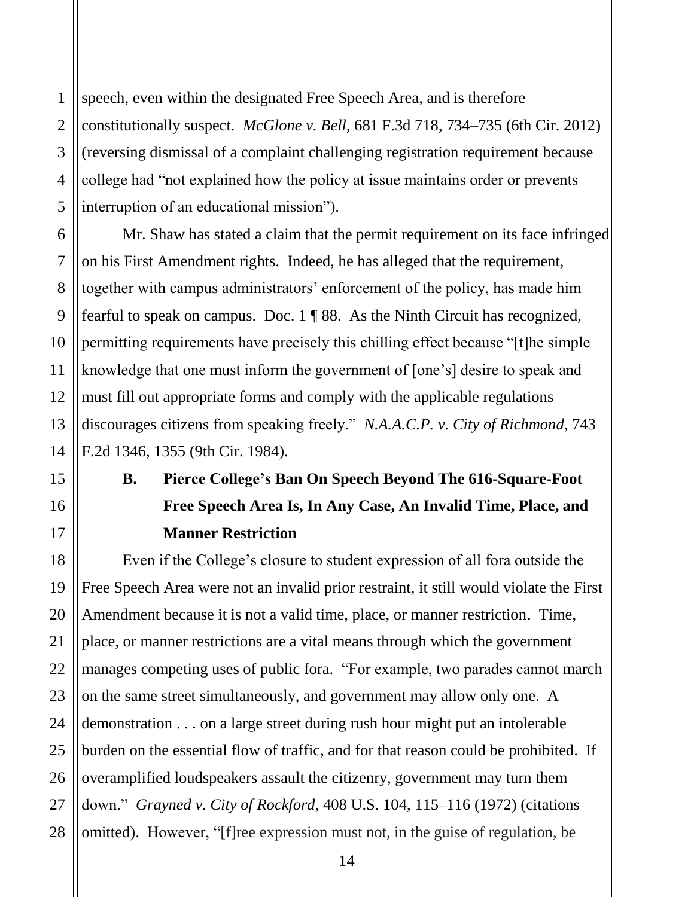speech, even within the designated Free Speech Area, and is therefore constitutionally suspect. *McGlone v. Bell*, 681 F.3d 718, 734–735 (6th Cir. 2012) (reversing dismissal of a complaint challenging registration requirement because college had "not explained how the policy at issue maintains order or prevents interruption of an educational mission").

Mr. Shaw has stated a claim that the permit requirement on its face infringed on his First Amendment rights. Indeed, he has alleged that the requirement, together with campus administrators' enforcement of the policy, has made him fearful to speak on campus. Doc. 1 ¶ 88. As the Ninth Circuit has recognized, permitting requirements have precisely this chilling effect because "[t]he simple knowledge that one must inform the government of [one's] desire to speak and must fill out appropriate forms and comply with the applicable regulations discourages citizens from speaking freely." *N.A.A.C.P. v. City of Richmond*, 743 F.2d 1346, 1355 (9th Cir. 1984).

### B. Pierce College's Ban On Speech Beyond The 616-Square-Foot Free Speech Area Is, In Any Case, An Invalid Time, Place, and Manner Restriction

Even if the College's closure to student expression of all fora outside the Free Speech Area were not an invalid prior restraint, it still would violate the First Amendment because it is not a valid time, place, or manner restriction. Time, place, or manner restrictions are a vital means through which the government manages competing uses of public fora. "For example, two parades cannot march on the same street simultaneously, and government may allow only one. A demonstration . . . on a large street during rush hour might put an intolerable burden on the essential flow of traffic, and for that reason could be prohibited. If overamplified loudspeakers assault the citizenry, government may turn them down." *Grayned v. City of Rockford*, 408 U.S. 104, 115–116 (1972) (citations omitted). However, "[f]ree expression must not, in the guise of regulation, be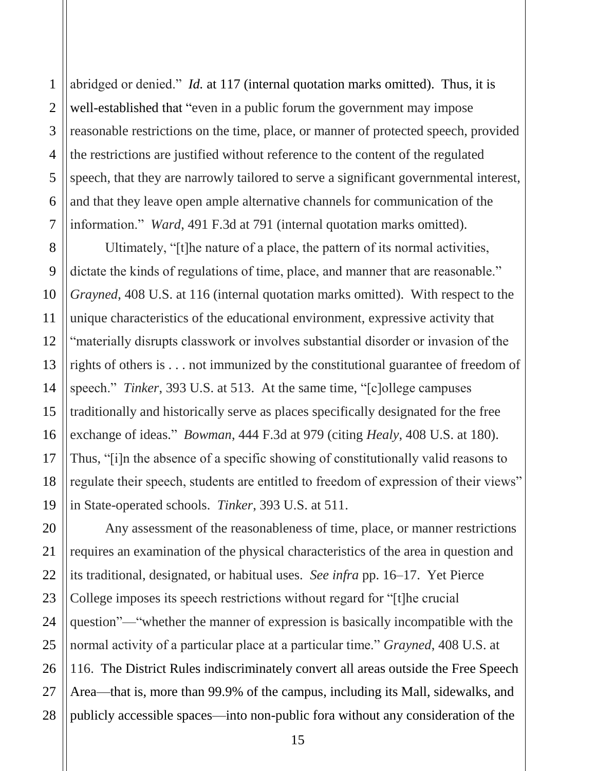abridged or denied." *Id.* at 117 (internal quotation marks omitted). Thus, it is well-established that "even in a public forum the government may impose reasonable restrictions on the time, place, or manner of protected speech, provided the restrictions are justified without reference to the content of the regulated speech, that they are narrowly tailored to serve a significant governmental interest, and that they leave open ample alternative channels for communication of the information." *Ward*, 491 F.3d at 791 (internal quotation marks omitted).

Ultimately, "[t]he nature of a place, the pattern of its normal activities, dictate the kinds of regulations of time, place, and manner that are reasonable." *Grayned*, 408 U.S. at 116 (internal quotation marks omitted). With respect to the unique characteristics of the educational environment, expressive activity that "materially disrupts classwork or involves substantial disorder or invasion of the rights of others is . . . not immunized by the constitutional guarantee of freedom of speech." *Tinker*, 393 U.S. at 513. At the same time, "[c]ollege campuses traditionally and historically serve as places specifically designated for the free exchange of ideas." *Bowman*, 444 F.3d at 979 (citing *Healy*, 408 U.S. at 180). Thus, "[i]n the absence of a specific showing of constitutionally valid reasons to regulate their speech, students are entitled to freedom of expression of their views" in State-operated schools. *Tinker*, 393 U.S. at 511.

Any assessment of the reasonableness of time, place, or manner restrictions requires an examination of the physical characteristics of the area in question and its traditional, designated, or habitual uses. *See infra* pp. 16–17. Yet Pierce College imposes its speech restrictions without regard for "[t]he crucial question"—"whether the manner of expression is basically incompatible with the normal activity of a particular place at a particular time." *Grayned*, 408 U.S. at 116. The District Rules indiscriminately convert all areas outside the Free Speech Area—that is, more than 99.9% of the campus, including its Mall, sidewalks, and publicly accessible spaces—into non-public fora without any consideration of the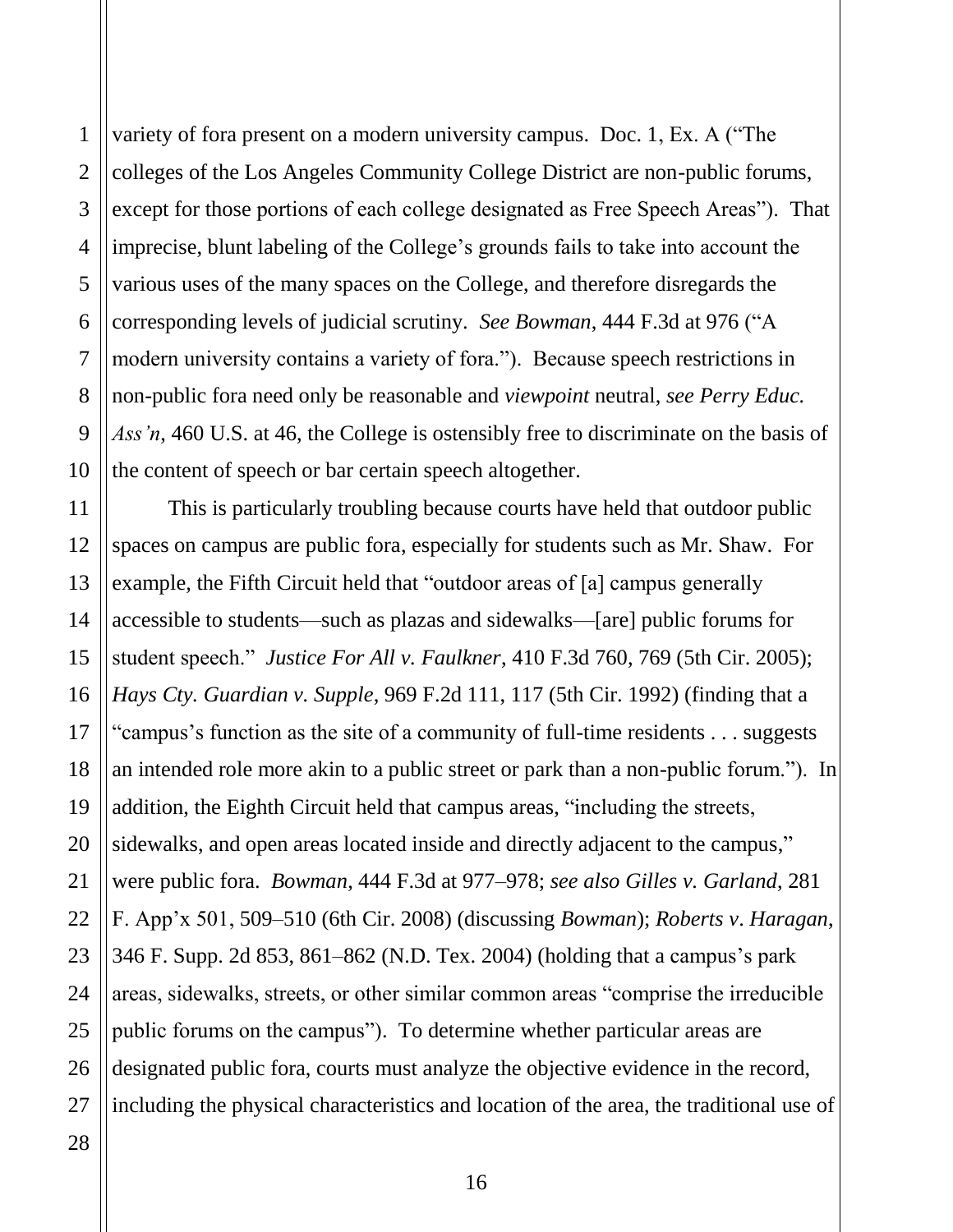variety of fora present on a modern university campus. Doc. 1, Ex. A ("The colleges of the Los Angeles Community College District are non-public forums, except for those portions of each college designated as Free Speech Areas"). That imprecise, blunt labeling of the College's grounds fails to take into account the various uses of the many spaces on the College, and therefore disregards the corresponding levels of judicial scrutiny. *See Bowman*, 444 F.3d at 976 ("A modern university contains a variety of fora."). Because speech restrictions in non-public fora need only be reasonable and *viewpoint* neutral, *see Perry Educ. Ass'n*, 460 U.S. at 46, the College is ostensibly free to discriminate on the basis of the content of speech or bar certain speech altogether.

This is particularly troubling because courts have held that outdoor public spaces on campus are public fora, especially for students such as Mr. Shaw. For example, the Fifth Circuit held that "outdoor areas of [a] campus generally accessible to students—such as plazas and sidewalks—[are] public forums for student speech." *Justice For All v. Faulkner*, 410 F.3d 760, 769 (5th Cir. 2005); *Hays Cty. Guardian v. Supple*, 969 F.2d 111, 117 (5th Cir. 1992) (finding that a "campus's function as the site of a community of full-time residents . . . suggests an intended role more akin to a public street or park than a non-public forum."). In addition, the Eighth Circuit held that campus areas, "including the streets, sidewalks, and open areas located inside and directly adjacent to the campus," were public fora. *Bowman*, 444 F.3d at 977–978; *see also Gilles v. Garland*, 281 F. App'x 501, 509–510 (6th Cir. 2008) (discussing *Bowman*); *Roberts v. Haragan*, 346 F. Supp. 2d 853, 861–862 (N.D. Tex. 2004) (holding that a campus's park areas, sidewalks, streets, or other similar common areas "comprise the irreducible public forums on the campus"). To determine whether particular areas are designated public fora, courts must analyze the objective evidence in the record, including the physical characteristics and location of the area, the traditional use of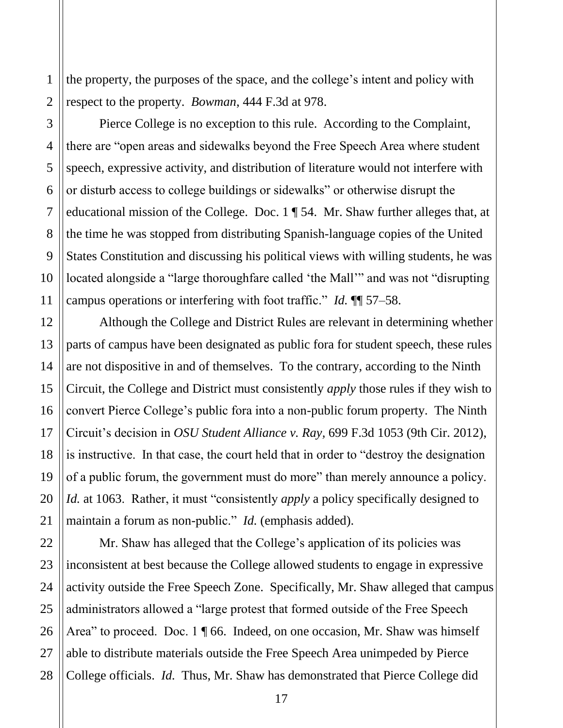the property, the purposes of the space, and the college's intent and policy with respect to the property. *Bowman*, 444 F.3d at 978.

Pierce College is no exception to this rule. According to the Complaint, there are "open areas and sidewalks beyond the Free Speech Area where student speech, expressive activity, and distribution of literature would not interfere with or disturb access to college buildings or sidewalks" or otherwise disrupt the educational mission of the College. Doc. 1 ¶ 54. Mr. Shaw further alleges that, at the time he was stopped from distributing Spanish-language copies of the United States Constitution and discussing his political views with willing students, he was located alongside a "large thoroughfare called 'the Mall'" and was not "disrupting campus operations or interfering with foot traffic." *Id.* ¶¶ 57–58.

Although the College and District Rules are relevant in determining whether parts of campus have been designated as public fora for student speech, these rules are not dispositive in and of themselves. To the contrary, according to the Ninth Circuit, the College and District must consistently *apply* those rules if they wish to convert Pierce College's public fora into a non-public forum property. The Ninth Circuit's decision in *OSU Student Alliance v. Ray,* 699 F.3d 1053 (9th Cir. 2012), is instructive. In that case, the court held that in order to "destroy the designation of a public forum, the government must do more" than merely announce a policy. *Id.* at 1063. Rather, it must "consistently *apply* a policy specifically designed to maintain a forum as non-public." *Id.* (emphasis added).

Mr. Shaw has alleged that the College's application of its policies was inconsistent at best because the College allowed students to engage in expressive activity outside the Free Speech Zone. Specifically, Mr. Shaw alleged that campus administrators allowed a "large protest that formed outside of the Free Speech Area" to proceed. Doc. 1 ¶ 66. Indeed, on one occasion, Mr. Shaw was himself able to distribute materials outside the Free Speech Area unimpeded by Pierce College officials. *Id.* Thus, Mr. Shaw has demonstrated that Pierce College did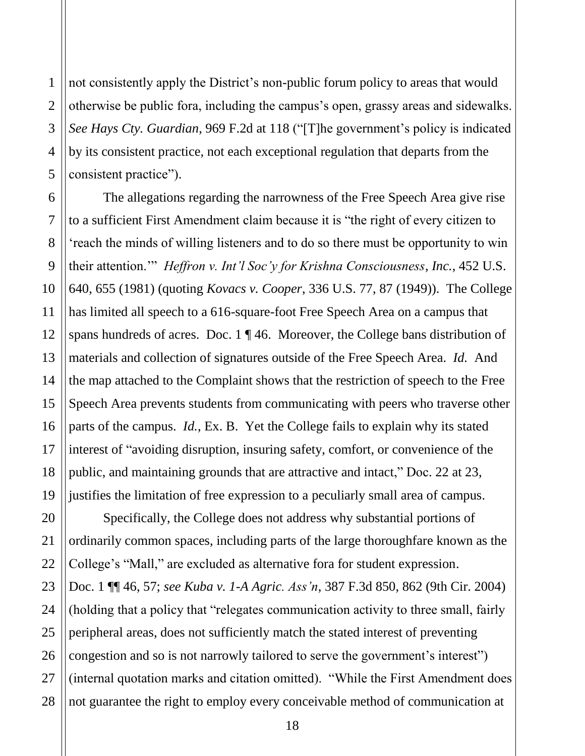not consistently apply the District's non-public forum policy to areas that would otherwise be public fora, including the campus's open, grassy areas and sidewalks. *See Hays Cty. Guardian*, 969 F.2d at 118 ("[T]he government's policy is indicated by its consistent practice, not each exceptional regulation that departs from the consistent practice").

The allegations regarding the narrowness of the Free Speech Area give rise to a sufficient First Amendment claim because it is "the right of every citizen to 'reach the minds of willing listeners and to do so there must be opportunity to win their attention.'" *Heffron v. Int'l Soc'y for Krishna Consciousness, Inc.*, 452 U.S. 640, 655 (1981) (quoting *Kovacs v. Cooper*, 336 U.S. 77, 87 (1949)). The College has limited all speech to a 616-square-foot Free Speech Area on a campus that spans hundreds of acres. Doc. 1 ¶ 46. Moreover, the College bans distribution of materials and collection of signatures outside of the Free Speech Area. *Id.* And the map attached to the Complaint shows that the restriction of speech to the Free Speech Area prevents students from communicating with peers who traverse other parts of the campus. *Id.*, Ex. B. Yet the College fails to explain why its stated interest of "avoiding disruption, insuring safety, comfort, or convenience of the public, and maintaining grounds that are attractive and intact," Doc. 22 at 23, justifies the limitation of free expression to a peculiarly small area of campus.

Specifically, the College does not address why substantial portions of ordinarily common spaces, including parts of the large thoroughfare known as the College's "Mall," are excluded as alternative fora for student expression. Doc. 1 ¶¶ 46, 57; *see Kuba v. 1-A Agric. Ass'n*, 387 F.3d 850, 862 (9th Cir. 2004) (holding that a policy that "relegates communication activity to three small, fairly peripheral areas, does not sufficiently match the stated interest of preventing congestion and so is not narrowly tailored to serve the government's interest") (internal quotation marks and citation omitted). "While the First Amendment does not guarantee the right to employ every conceivable method of communication at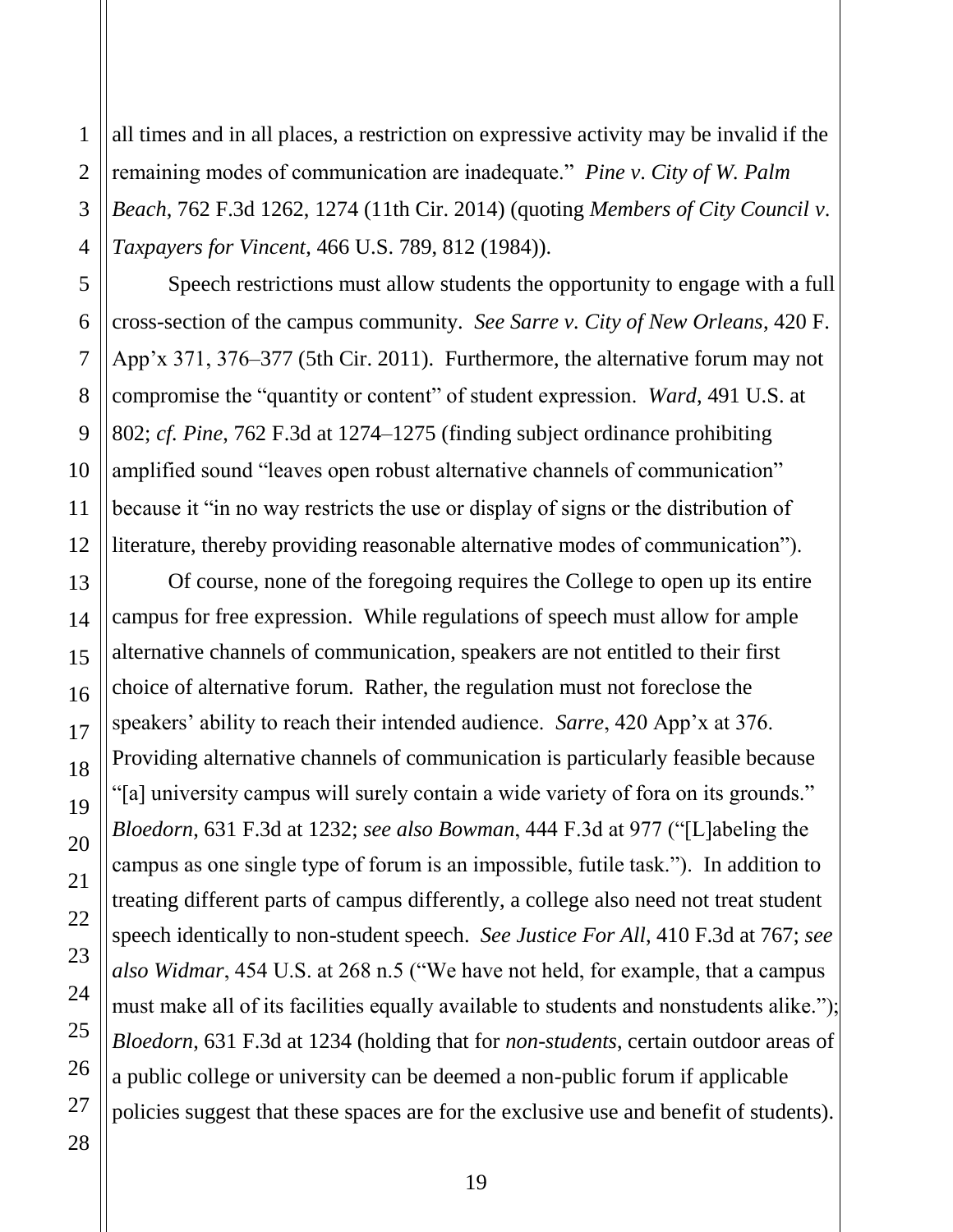all times and in all places, a restriction on expressive activity may be invalid if the remaining modes of communication are inadequate." *Pine v. City of W. Palm Beach*, 762 F.3d 1262, 1274 (11th Cir. 2014) (quoting *Members of City Council v. Taxpayers for Vincent*, 466 U.S. 789, 812 (1984)).

Speech restrictions must allow students the opportunity to engage with a full cross-section of the campus community. *See Sarre v. City of New Orleans*, 420 F. App'x 371, 376–377 (5th Cir. 2011). Furthermore, the alternative forum may not compromise the "quantity or content" of student expression. *Ward*, 491 U.S. at 802; *cf. Pine*, 762 F.3d at 1274–1275 (finding subject ordinance prohibiting amplified sound "leaves open robust alternative channels of communication" because it "in no way restricts the use or display of signs or the distribution of literature, thereby providing reasonable alternative modes of communication").

Of course, none of the foregoing requires the College to open up its entire campus for free expression. While regulations of speech must allow for ample alternative channels of communication, speakers are not entitled to their first choice of alternative forum. Rather, the regulation must not foreclose the speakers' ability to reach their intended audience. *Sarre*, 420 App'x at 376. Providing alternative channels of communication is particularly feasible because "[a] university campus will surely contain a wide variety of fora on its grounds." *Bloedorn*, 631 F.3d at 1232; *see also Bowman*, 444 F.3d at 977 ("[L]abeling the campus as one single type of forum is an impossible, futile task."). In addition to treating different parts of campus differently, a college also need not treat student speech identically to non-student speech. *See Justice For All*, 410 F.3d at 767; *see also Widmar*, 454 U.S. at 268 n.5 ("We have not held, for example, that a campus must make all of its facilities equally available to students and nonstudents alike."); *Bloedorn*, 631 F.3d at 1234 (holding that for *non-students*, certain outdoor areas of a public college or university can be deemed a non-public forum if applicable policies suggest that these spaces are for the exclusive use and benefit of students).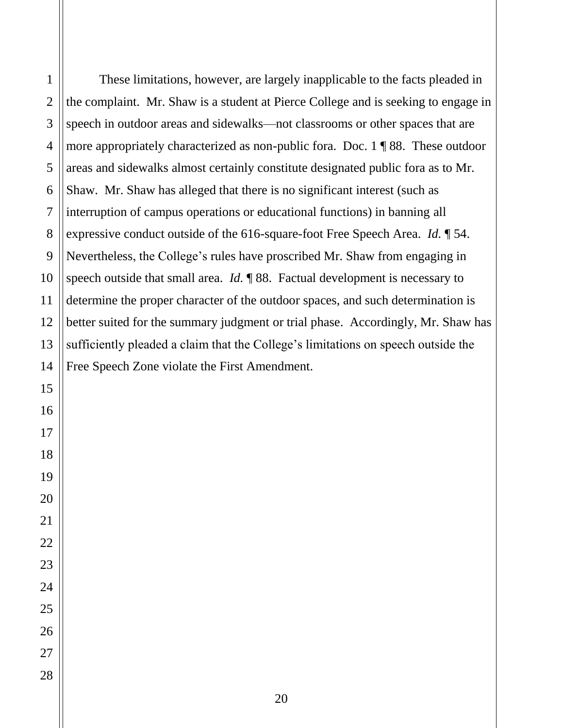These limitations, however, are largely inapplicable to the facts pleaded in the complaint. Mr. Shaw is a student at Pierce College and is seeking to engage in speech in outdoor areas and sidewalks—not classrooms or other spaces that are more appropriately characterized as non-public fora. Doc. 1 ¶ 88. These outdoor areas and sidewalks almost certainly constitute designated public fora as to Mr. Shaw. Mr. Shaw has alleged that there is no significant interest (such as interruption of campus operations or educational functions) in banning all expressive conduct outside of the 616-square-foot Free Speech Area. *Id.* ¶ 54. Nevertheless, the College's rules have proscribed Mr. Shaw from engaging in speech outside that small area. *Id.* ¶ 88. Factual development is necessary to determine the proper character of the outdoor spaces, and such determination is better suited for the summary judgment or trial phase. Accordingly, Mr. Shaw has sufficiently pleaded a claim that the College's limitations on speech outside the Free Speech Zone violate the First Amendment.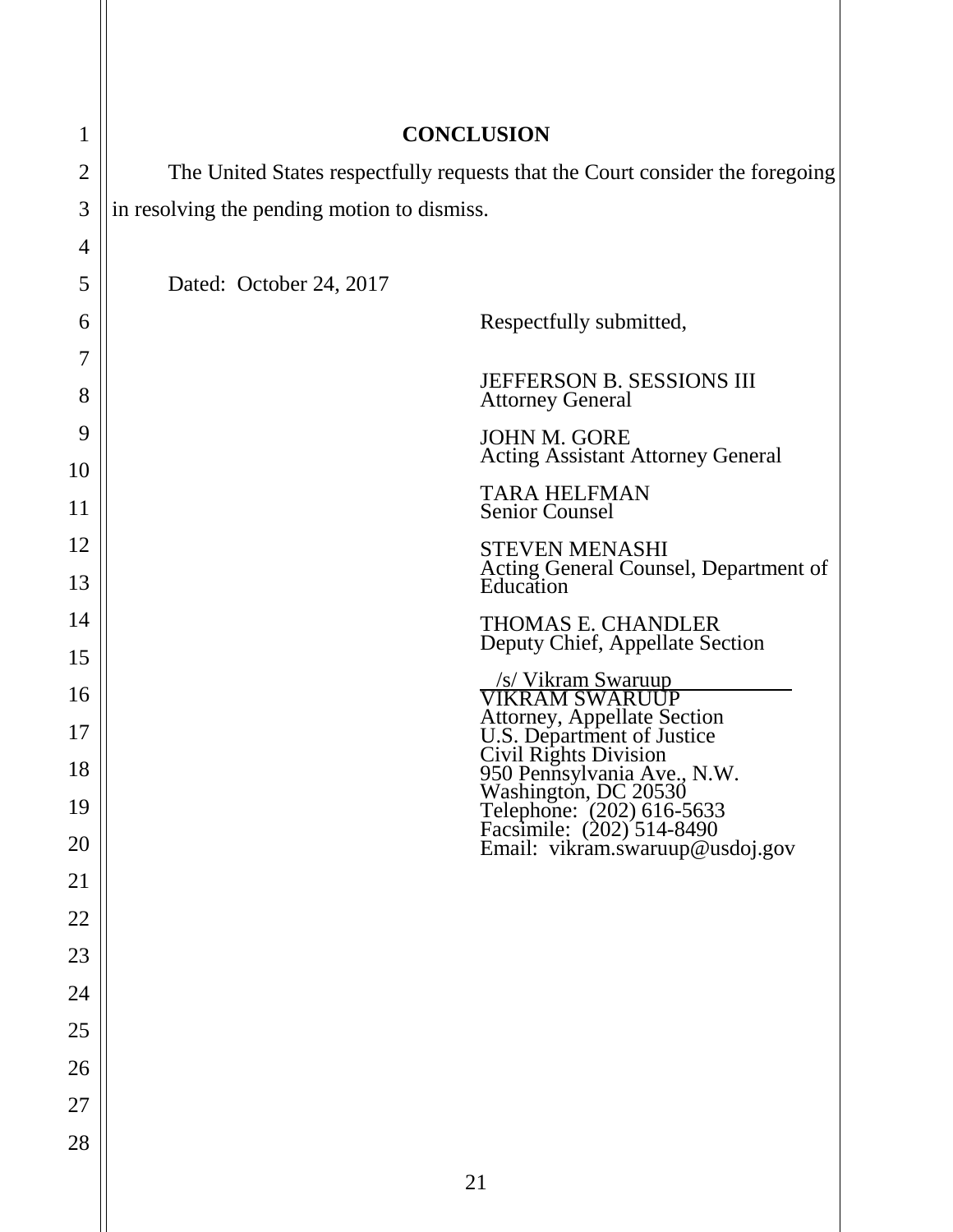## CONCLUSION

The United States respectfully requests that the Court consider the foregoing in resolving the pending motion to dismiss.

Dated: October 24, 2017

Respectfully submitted,

JEFFERSON B. SESSIONS III
Attorney General

JOHN M. GORE
Acting Assistant Attorney General

TARA HELFMAN
Senior Counsel

STEVEN MENASHI
Acting General Counsel, Department of Education

THOMAS E. CHANDLER
Deputy Chief, Appellate Section

/s/ Vikram Swaruup
VIKRAM SWARUUP
Attorney, Appellate Section
U.S. Department of Justice
Civil Rights Division
950 Pennsylvania Ave., N.W.
Washington, DC 20530
Telephone: (202) 616-5633
Facsimile: (202) 514-8490
Email: vikram.swaruup@usdoj.gov